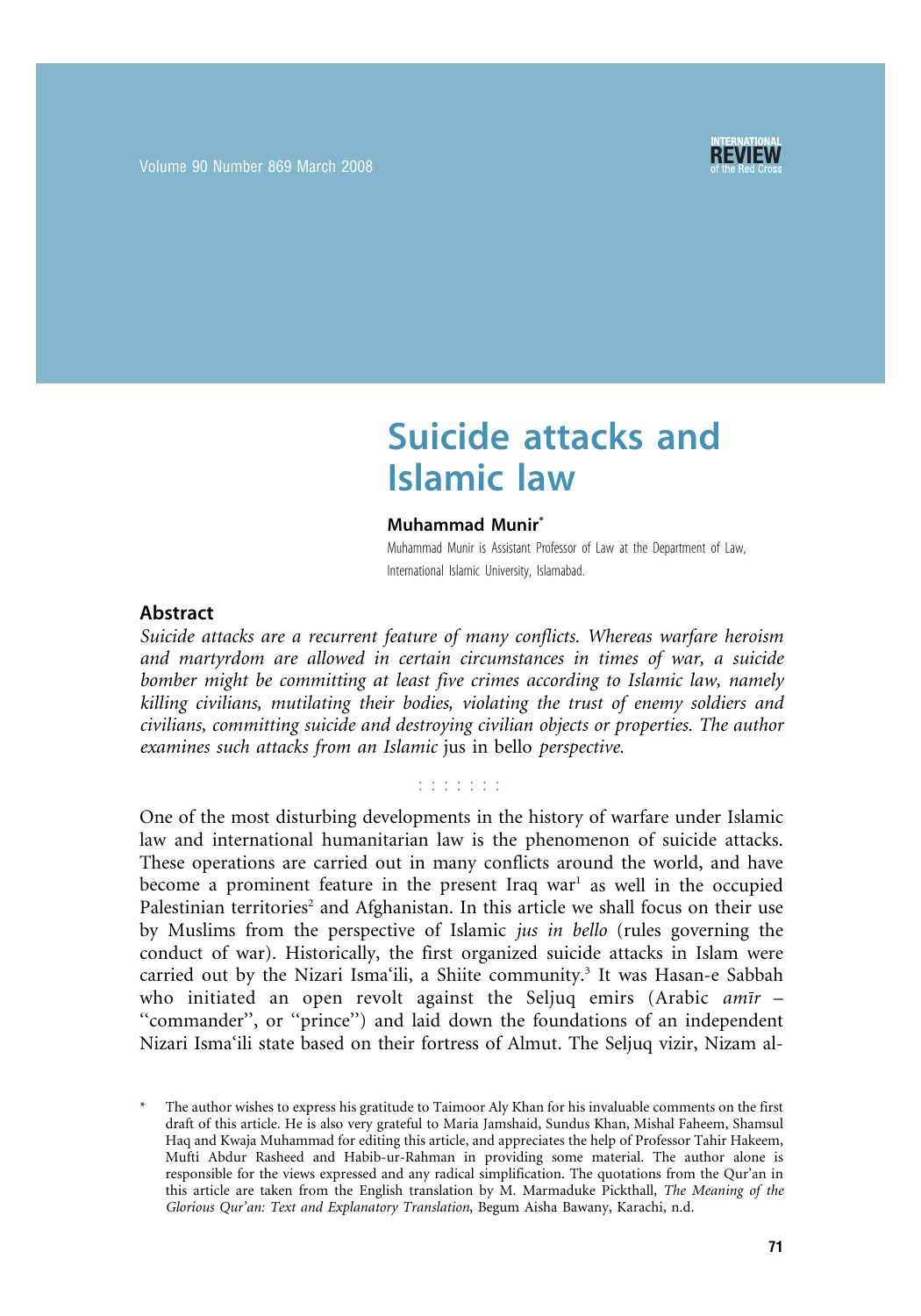# Suicide attacks and Islamic law

**Muhammad Munir***

Muhammad Munir is Assistant Professor of Law at the Department of Law, International Islamic University, Islamabad.

## Abstract

*Suicide attacks are a recurrent feature of many conflicts. Whereas warfare heroism and martyrdom are allowed in certain circumstances in times of war, a suicide bomber might be committing at least five crimes according to Islamic law, namely killing civilians, mutilating their bodies, violating the trust of enemy soldiers and civilians, committing suicide and destroying civilian objects or properties. The author examines such attacks from an Islamic* jus in bello *perspective.*

: : : : : : :

One of the most disturbing developments in the history of warfare under Islamic law and international humanitarian law is the phenomenon of suicide attacks. These operations are carried out in many conflicts around the world, and have become a prominent feature in the present Iraq war[1] as well in the occupied Palestinian territories[2] and Afghanistan. In this article we shall focus on their use by Muslims from the perspective of Islamic *jus in bello* (rules governing the conduct of war). Historically, the first organized suicide attacks in Islam were carried out by the Nizari Isma'ili, a Shiite community.[3] It was Hasan-e Sabbah who initiated an open revolt against the Seljuq emirs (Arabic *amīr* – "commander", or "prince") and laid down the foundations of an independent Nizari Isma'ili state based on their fortress of Almut. The Seljuq vizir, Nizam al-

\* The author wishes to express his gratitude to Taimoor Aly Khan for his invaluable comments on the first draft of this article. He is also very grateful to Maria Jamshaid, Sundus Khan, Mishal Faheem, Shamsul Haq and Kwaja Muhammad for editing this article, and appreciates the help of Professor Tahir Hakeem, Mufti Abdur Rasheed and Habib-ur-Rahman in providing some material. The author alone is responsible for the views expressed and any radical simplification. The quotations from the Qur'an in this article are taken from the English translation by M. Marmaduke Pickthall, *The Meaning of the Glorious Qur'an: Text and Explanatory Translation*, Begum Aisha Bawany, Karachi, n.d.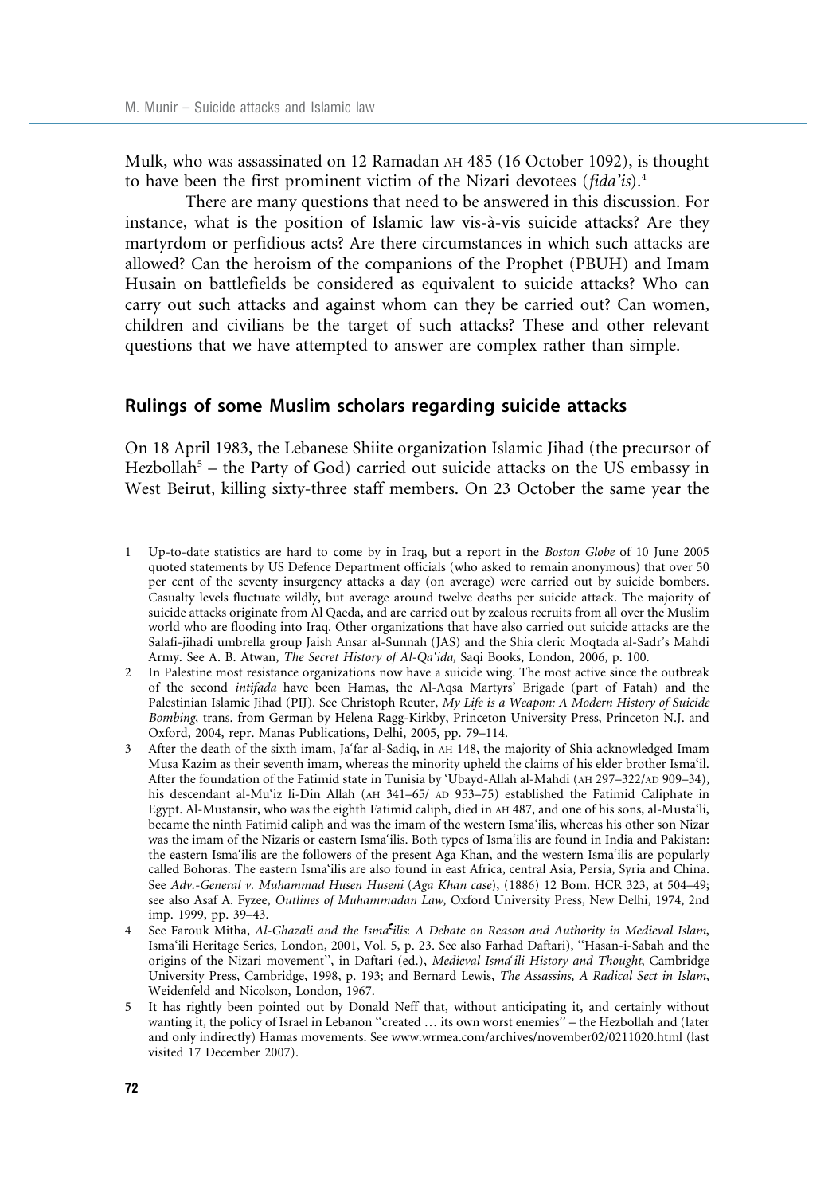Mulk, who was assassinated on 12 Ramadan AH 485 (16 October 1092), is thought to have been the first prominent victim of the Nizari devotees (*fida'is*).[4]

There are many questions that need to be answered in this discussion. For instance, what is the position of Islamic law vis-à-vis suicide attacks? Are they martyrdom or perfidious acts? Are there circumstances in which such attacks are allowed? Can the heroism of the companions of the Prophet (PBUH) and Imam Husain on battlefields be considered as equivalent to suicide attacks? Who can carry out such attacks and against whom can they be carried out? Can women, children and civilians be the target of such attacks? These and other relevant questions that we have attempted to answer are complex rather than simple.

## Rulings of some Muslim scholars regarding suicide attacks

On 18 April 1983, the Lebanese Shiite organization Islamic Jihad (the precursor of Hezbollah[5] – the Party of God) carried out suicide attacks on the US embassy in West Beirut, killing sixty-three staff members. On 23 October the same year the

---

1 Up-to-date statistics are hard to come by in Iraq, but a report in the *Boston Globe* of 10 June 2005 quoted statements by US Defence Department officials (who asked to remain anonymous) that over 50 per cent of the seventy insurgency attacks a day (on average) were carried out by suicide bombers. Casualty levels fluctuate wildly, but average around twelve deaths per suicide attack. The majority of suicide attacks originate from Al Qaeda, and are carried out by zealous recruits from all over the Muslim world who are flooding into Iraq. Other organizations that have also carried out suicide attacks are the Salafi-jihadi umbrella group Jaish Ansar al-Sunnah (JAS) and the Shia cleric Moqtada al-Sadr's Mahdi Army. See A. B. Atwan, *The Secret History of Al-Qa'ida*, Saqi Books, London, 2006, p. 100.

2 In Palestine most resistance organizations now have a suicide wing. The most active since the outbreak of the second *intifada* have been Hamas, the Al-Aqsa Martyrs' Brigade (part of Fatah) and the Palestinian Islamic Jihad (PIJ). See Christoph Reuter, *My Life is a Weapon: A Modern History of Suicide Bombing*, trans. from German by Helena Ragg-Kirkby, Princeton University Press, Princeton N.J. and Oxford, 2004, repr. Manas Publications, Delhi, 2005, pp. 79–114.

3 After the death of the sixth imam, Ja'far al-Sadiq, in AH 148, the majority of Shia acknowledged Imam Musa Kazim as their seventh imam, whereas the minority upheld the claims of his elder brother Isma'il. After the foundation of the Fatimid state in Tunisia by 'Ubayd-Allah al-Mahdi (AH 297–322/AD 909–34), his descendant al-Mu'iz li-Din Allah (AH 341–65/ AD 953–75) established the Fatimid Caliphate in Egypt. Al-Mustansir, who was the eighth Fatimid caliph, died in AH 487, and one of his sons, al-Musta'li, became the ninth Fatimid caliph and was the imam of the western Isma'ilis, whereas his other son Nizar was the imam of the Nizaris or eastern Isma'ilis. Both types of Isma'ilis are found in India and Pakistan: the eastern Isma'ilis are the followers of the present Aga Khan, and the western Isma'ilis are popularly called Bohoras. The eastern Isma'ilis are also found in east Africa, central Asia, Persia, Syria and China. See *Adv.-General v. Muhammad Husen Huseni* (*Aga Khan case*), (1886) 12 Bom. HCR 323, at 504–49; see also Asaf A. Fyzee, *Outlines of Muhammadan Law*, Oxford University Press, New Delhi, 1974, 2nd imp. 1999, pp. 39–43.

4 See Farouk Mitha, *Al-Ghazali and the Isma'ilis: A Debate on Reason and Authority in Medieval Islam*, Isma'ili Heritage Series, London, 2001, Vol. 5, p. 23. See also Farhad Daftari), "Hasan-i-Sabah and the origins of the Nizari movement", in Daftari (ed.), *Medieval Isma'ili History and Thought*, Cambridge University Press, Cambridge, 1998, p. 193; and Bernard Lewis, *The Assassins, A Radical Sect in Islam*, Weidenfeld and Nicolson, London, 1967.

5 It has rightly been pointed out by Donald Neff that, without anticipating it, and certainly without wanting it, the policy of Israel in Lebanon "created … its own worst enemies" – the Hezbollah and (later and only indirectly) Hamas movements. See www.wrmea.com/archives/november02/0211020.html (last visited 17 December 2007).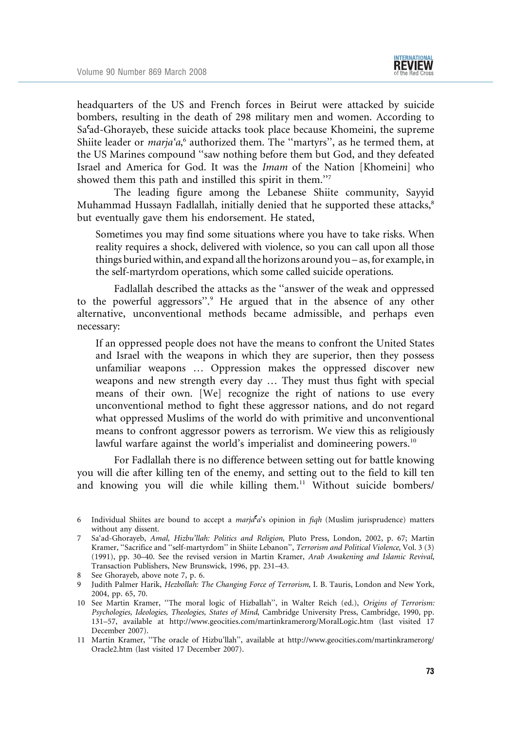headquarters of the US and French forces in Beirut were attacked by suicide bombers, resulting in the death of 298 military men and women. According to Saʿad-Ghorayeb, these suicide attacks took place because Khomeini, the supreme Shiite leader or *marja'a*,[6] authorized them. The ''martyrs'', as he termed them, at the US Marines compound ''saw nothing before them but God, and they defeated Israel and America for God. It was the *Imam* of the Nation [Khomeini] who showed them this path and instilled this spirit in them.''[7]

The leading figure among the Lebanese Shiite community, Sayyid Muhammad Hussayn Fadlallah, initially denied that he supported these attacks,[8] but eventually gave them his endorsement. He stated,

> Sometimes you may find some situations where you have to take risks. When reality requires a shock, delivered with violence, so you can call upon all those things buried within, and expand all the horizons around you – as, for example, in the self-martyrdom operations, which some called suicide operations.

Fadlallah described the attacks as the ''answer of the weak and oppressed to the powerful aggressors''.[9] He argued that in the absence of any other alternative, unconventional methods became admissible, and perhaps even necessary:

> If an oppressed people does not have the means to confront the United States and Israel with the weapons in which they are superior, then they possess unfamiliar weapons … Oppression makes the oppressed discover new weapons and new strength every day … They must thus fight with special means of their own. [We] recognize the right of nations to use every unconventional method to fight these aggressor nations, and do not regard what oppressed Muslims of the world do with primitive and unconventional means to confront aggressor powers as terrorism. We view this as religiously lawful warfare against the world's imperialist and domineering powers.[10]

For Fadlallah there is no difference between setting out for battle knowing you will die after killing ten of the enemy, and setting out to the field to kill ten and knowing you will die while killing them.[11] Without suicide bombers/

---

6 Individual Shiites are bound to accept a *marjaʿa*'s opinion in *fiqh* (Muslim jurisprudence) matters without any dissent.

7 Sa'ad-Ghorayeb, *Amal, Hizbu'llah: Politics and Religion*, Pluto Press, London, 2002, p. 67; Martin Kramer, ''Sacrifice and ''self-martyrdom'' in Shiite Lebanon'', *Terrorism and Political Violence*, Vol. 3 (3) (1991), pp. 30–40. See the revised version in Martin Kramer, *Arab Awakening and Islamic Revival*, Transaction Publishers, New Brunswick, 1996, pp. 231–43.

8 See Ghorayeb, above note 7, p. 6.

9 Judith Palmer Harik, *Hezbollah: The Changing Force of Terrorism*, I. B. Tauris, London and New York, 2004, pp. 65, 70.

10 See Martin Kramer, ''The moral logic of Hizballah'', in Walter Reich (ed.), *Origins of Terrorism: Psychologies, Ideologies, Theologies, States of Mind*, Cambridge University Press, Cambridge, 1990, pp. 131–57, available at http://www.geocities.com/martinkramerorg/MoralLogic.htm (last visited 17 December 2007).

11 Martin Kramer, ''The oracle of Hizbu'llah'', available at http://www.geocities.com/martinkramerorg/Oracle2.htm (last visited 17 December 2007).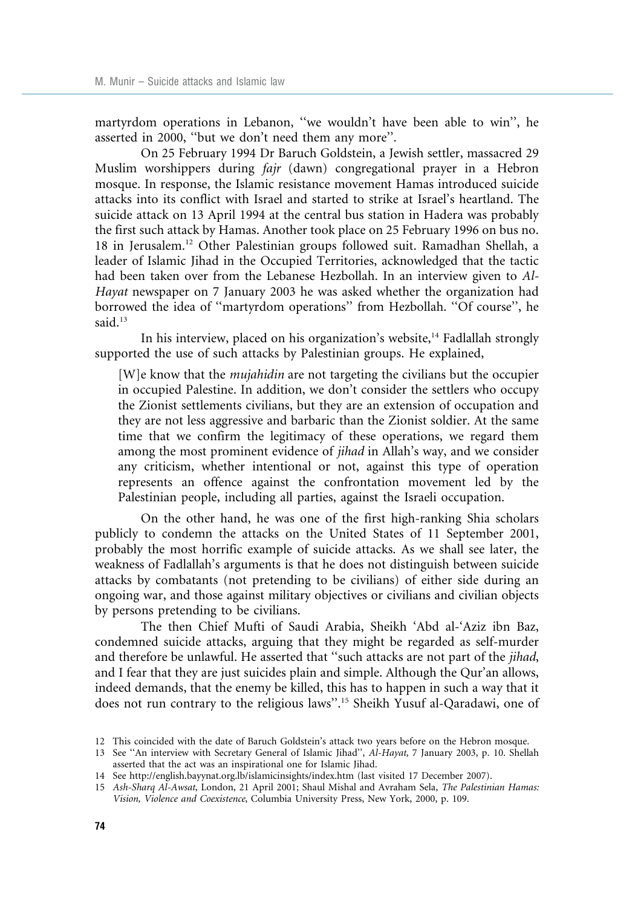martyrdom operations in Lebanon, "we wouldn't have been able to win", he asserted in 2000, "but we don't need them any more".

On 25 February 1994 Dr Baruch Goldstein, a Jewish settler, massacred 29 Muslim worshippers during *fajr* (dawn) congregational prayer in a Hebron mosque. In response, the Islamic resistance movement Hamas introduced suicide attacks into its conflict with Israel and started to strike at Israel's heartland. The suicide attack on 13 April 1994 at the central bus station in Hadera was probably the first such attack by Hamas. Another took place on 25 February 1996 on bus no. 18 in Jerusalem.[12] Other Palestinian groups followed suit. Ramadhan Shellah, a leader of Islamic Jihad in the Occupied Territories, acknowledged that the tactic had been taken over from the Lebanese Hezbollah. In an interview given to *Al-Hayat* newspaper on 7 January 2003 he was asked whether the organization had borrowed the idea of "martyrdom operations" from Hezbollah. "Of course", he said.[13]

In his interview, placed on his organization's website,[14] Fadlallah strongly supported the use of such attacks by Palestinian groups. He explained,

> [W]e know that the *mujahidin* are not targeting the civilians but the occupier in occupied Palestine. In addition, we don't consider the settlers who occupy the Zionist settlements civilians, but they are an extension of occupation and they are not less aggressive and barbaric than the Zionist soldier. At the same time that we confirm the legitimacy of these operations, we regard them among the most prominent evidence of *jihad* in Allah's way, and we consider any criticism, whether intentional or not, against this type of operation represents an offence against the confrontation movement led by the Palestinian people, including all parties, against the Israeli occupation.

On the other hand, he was one of the first high-ranking Shia scholars publicly to condemn the attacks on the United States of 11 September 2001, probably the most horrific example of suicide attacks. As we shall see later, the weakness of Fadlallah's arguments is that he does not distinguish between suicide attacks by combatants (not pretending to be civilians) of either side during an ongoing war, and those against military objectives or civilians and civilian objects by persons pretending to be civilians.

The then Chief Mufti of Saudi Arabia, Sheikh 'Abd al-'Aziz ibn Baz, condemned suicide attacks, arguing that they might be regarded as self-murder and therefore be unlawful. He asserted that "such attacks are not part of the *jihad*, and I fear that they are just suicides plain and simple. Although the Qur'an allows, indeed demands, that the enemy be killed, this has to happen in such a way that it does not run contrary to the religious laws".[15] Sheikh Yusuf al-Qaradawi, one of

---

12 This coincided with the date of Baruch Goldstein's attack two years before on the Hebron mosque.

13 See "An interview with Secretary General of Islamic Jihad", *Al-Hayat*, 7 January 2003, p. 10. Shellah asserted that the act was an inspirational one for Islamic Jihad.

14 See http://english.bayynat.org.lb/islamicinsights/index.htm (last visited 17 December 2007).

15 *Ash-Sharq Al-Awsat*, London, 21 April 2001; Shaul Mishal and Avraham Sela, *The Palestinian Hamas: Vision, Violence and Coexistence*, Columbia University Press, New York, 2000, p. 109.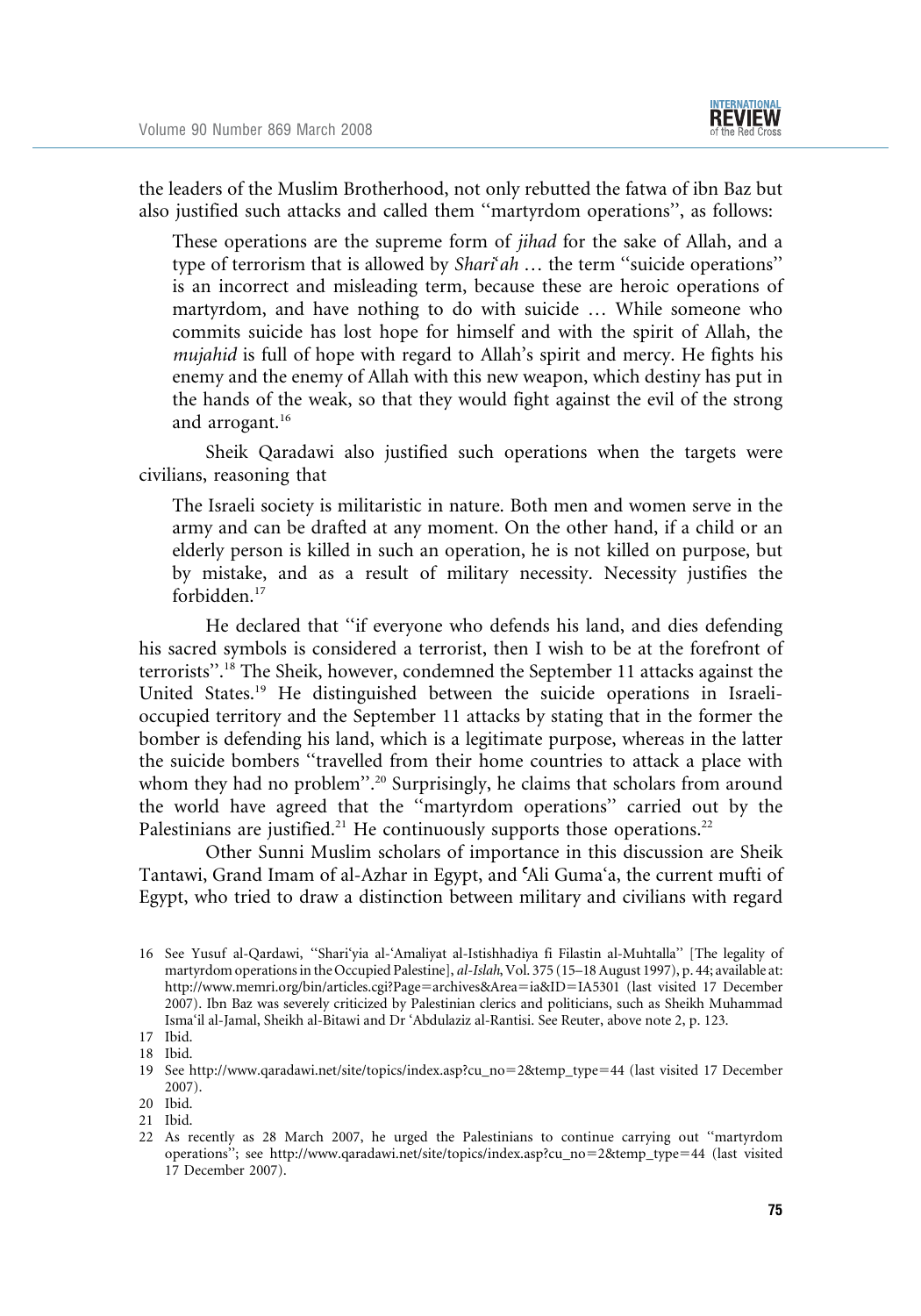the leaders of the Muslim Brotherhood, not only rebutted the fatwa of ibn Baz but also justified such attacks and called them ''martyrdom operations'', as follows:

> These operations are the supreme form of *jihad* for the sake of Allah, and a type of terrorism that is allowed by *Shari'ah* … the term ''suicide operations'' is an incorrect and misleading term, because these are heroic operations of martyrdom, and have nothing to do with suicide … While someone who commits suicide has lost hope for himself and with the spirit of Allah, the *mujahid* is full of hope with regard to Allah's spirit and mercy. He fights his enemy and the enemy of Allah with this new weapon, which destiny has put in the hands of the weak, so that they would fight against the evil of the strong and arrogant.[16]

Sheik Qaradawi also justified such operations when the targets were civilians, reasoning that

> The Israeli society is militaristic in nature. Both men and women serve in the army and can be drafted at any moment. On the other hand, if a child or an elderly person is killed in such an operation, he is not killed on purpose, but by mistake, and as a result of military necessity. Necessity justifies the forbidden.[17]

He declared that ''if everyone who defends his land, and dies defending his sacred symbols is considered a terrorist, then I wish to be at the forefront of terrorists''.[18] The Sheik, however, condemned the September 11 attacks against the United States.[19] He distinguished between the suicide operations in Israeli-occupied territory and the September 11 attacks by stating that in the former the bomber is defending his land, which is a legitimate purpose, whereas in the latter the suicide bombers ''travelled from their home countries to attack a place with whom they had no problem''.[20] Surprisingly, he claims that scholars from around the world have agreed that the ''martyrdom operations'' carried out by the Palestinians are justified.[21] He continuously supports those operations.[22]

Other Sunni Muslim scholars of importance in this discussion are Sheik Tantawi, Grand Imam of al-Azhar in Egypt, and 'Ali Guma'a, the current mufti of Egypt, who tried to draw a distinction between military and civilians with regard

---

16 See Yusuf al-Qardawi, ''Shari'yia al-'Amaliyat al-Istishhadiya fi Filastin al-Muhtalla'' [The legality of martyrdom operations in the Occupied Palestine], *al-Islah*, Vol. 375 (15–18 August 1997), p. 44; available at: http://www.memri.org/bin/articles.cgi?Page=archives&Area=ia&ID=IA5301 (last visited 17 December 2007). Ibn Baz was severely criticized by Palestinian clerics and politicians, such as Sheikh Muhammad Isma'il al-Jamal, Sheikh al-Bitawi and Dr 'Abdulaziz al-Rantisi. See Reuter, above note 2, p. 123.

17 Ibid.

18 Ibid.

19 See http://www.qaradawi.net/site/topics/index.asp?cu_no=2&temp_type=44 (last visited 17 December 2007).

20 Ibid.

21 Ibid.

22 As recently as 28 March 2007, he urged the Palestinians to continue carrying out ''martyrdom operations''; see http://www.qaradawi.net/site/topics/index.asp?cu_no=2&temp_type=44 (last visited 17 December 2007).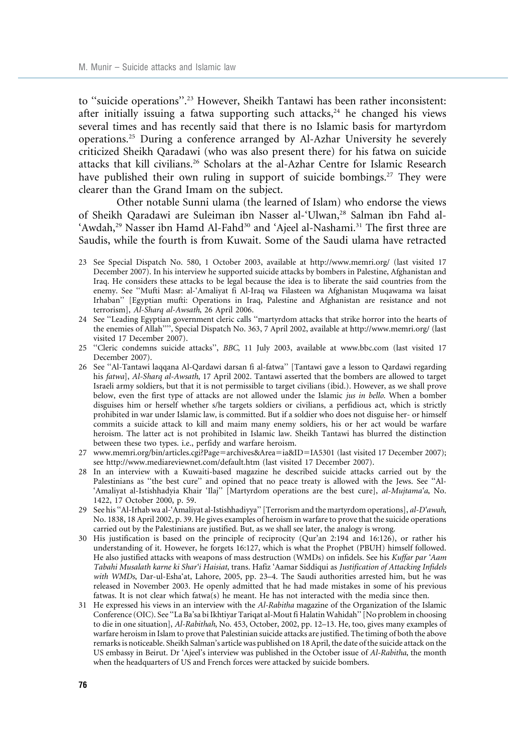to "suicide operations".[23] However, Sheikh Tantawi has been rather inconsistent: after initially issuing a fatwa supporting such attacks,[24] he changed his views several times and has recently said that there is no Islamic basis for martyrdom operations.[25] During a conference arranged by Al-Azhar University he severely criticized Sheikh Qaradawi (who was also present there) for his fatwa on suicide attacks that kill civilians.[26] Scholars at the al-Azhar Centre for Islamic Research have published their own ruling in support of suicide bombings.[27] They were clearer than the Grand Imam on the subject.

Other notable Sunni ulama (the learned of Islam) who endorse the views of Sheikh Qaradawi are Suleiman ibn Nasser al-'Ulwan,[28] Salman ibn Fahd al-'Awdah,[29] Nasser ibn Hamd Al-Fahd[30] and 'Ajeel al-Nashami.[31] The first three are Saudis, while the fourth is from Kuwait. Some of the Saudi ulama have retracted

23 See Special Dispatch No. 580, 1 October 2003, available at http://www.memri.org/ (last visited 17 December 2007). In his interview he supported suicide attacks by bombers in Palestine, Afghanistan and Iraq. He considers these attacks to be legal because the idea is to liberate the said countries from the enemy. See "Mufti Masr: al-'Amaliyat fi Al-Iraq wa Filasteen wa Afghanistan Muqawama wa laisat Irhaban" [Egyptian mufti: Operations in Iraq, Palestine and Afghanistan are resistance and not terrorism], *Al-Sharq al-Awsath*, 26 April 2006.

24 See "Leading Egyptian government cleric calls "martyrdom attacks that strike horror into the hearts of the enemies of Allah"", Special Dispatch No. 363, 7 April 2002, available at http://www.memri.org/ (last visited 17 December 2007).

25 "Cleric condemns suicide attacks", *BBC*, 11 July 2003, available at www.bbc.com (last visited 17 December 2007).

26 See "Al-Tantawi laqqana Al-Qardawi darsan fi al-fatwa" [Tantawi gave a lesson to Qardawi regarding his *fatwa*], *Al-Sharq al-Awsath*, 17 April 2002. Tantawi asserted that the bombers are allowed to target Israeli army soldiers, but that it is not permissible to target civilians (ibid.). However, as we shall prove below, even the first type of attacks are not allowed under the Islamic *jus in bello*. When a bomber disguises him or herself whether s/he targets soldiers or civilians, a perfidious act, which is strictly prohibited in war under Islamic law, is committed. But if a soldier who does not disguise her- or himself commits a suicide attack to kill and maim many enemy soldiers, his or her act would be warfare heroism. The latter act is not prohibited in Islamic law. Sheikh Tantawi has blurred the distinction between these two types. i.e., perfidy and warfare heroism.

27 www.memri.org/bin/articles.cgi?Page=archives&Area=ia&ID=IA5301 (last visited 17 December 2007); see http://www.mediareviewnet.com/default.htm (last visited 17 December 2007).

28 In an interview with a Kuwaiti-based magazine he described suicide attacks carried out by the Palestinians as "the best cure" and opined that no peace treaty is allowed with the Jews. See "Al-'Amaliyat al-Istishhadyia Khair 'Ilaj" [Martyrdom operations are the best cure], *al-Mujtama'a*, No. 1422, 17 October 2000, p. 59.

29 See his "Al-Irhab wa al-'Amaliyat al-Istishhadiyya" [Terrorism and the martyrdom operations], *al-D'awah*, No. 1838, 18 April 2002, p. 39. He gives examples of heroism in warfare to prove that the suicide operations carried out by the Palestinians are justified. But, as we shall see later, the analogy is wrong.

30 His justification is based on the principle of reciprocity (Qur'an 2:194 and 16:126), or rather his understanding of it. However, he forgets 16:127, which is what the Prophet (PBUH) himself followed. He also justified attacks with weapons of mass destruction (WMDs) on infidels. See his *Kuffar par 'Aam Tabahi Musalath karne ki Shar'i Haisiat*, trans. Hafiz 'Aamar Siddiqui as *Justification of Attacking Infidels with WMDs*, Dar-ul-Esha'at, Lahore, 2005, pp. 23–4. The Saudi authorities arrested him, but he was released in November 2003. He openly admitted that he had made mistakes in some of his previous fatwas. It is not clear which fatwa(s) he meant. He has not interacted with the media since then.

31 He expressed his views in an interview with the *Al-Rabitha* magazine of the Organization of the Islamic Conference (OIC). See "La Ba'sa bi Ikhtiyar Tariqat al-Mout fi Halatin Wahidah" [No problem in choosing to die in one situation], *Al-Rabithah*, No. 453, October, 2002, pp. 12–13. He, too, gives many examples of warfare heroism in Islam to prove that Palestinian suicide attacks are justified. The timing of both the above remarks is noticeable. Sheikh Salman's article was published on 18 April, the date of the suicide attack on the US embassy in Beirut. Dr 'Ajeel's interview was published in the October issue of *Al-Rabitha*, the month when the headquarters of US and French forces were attacked by suicide bombers.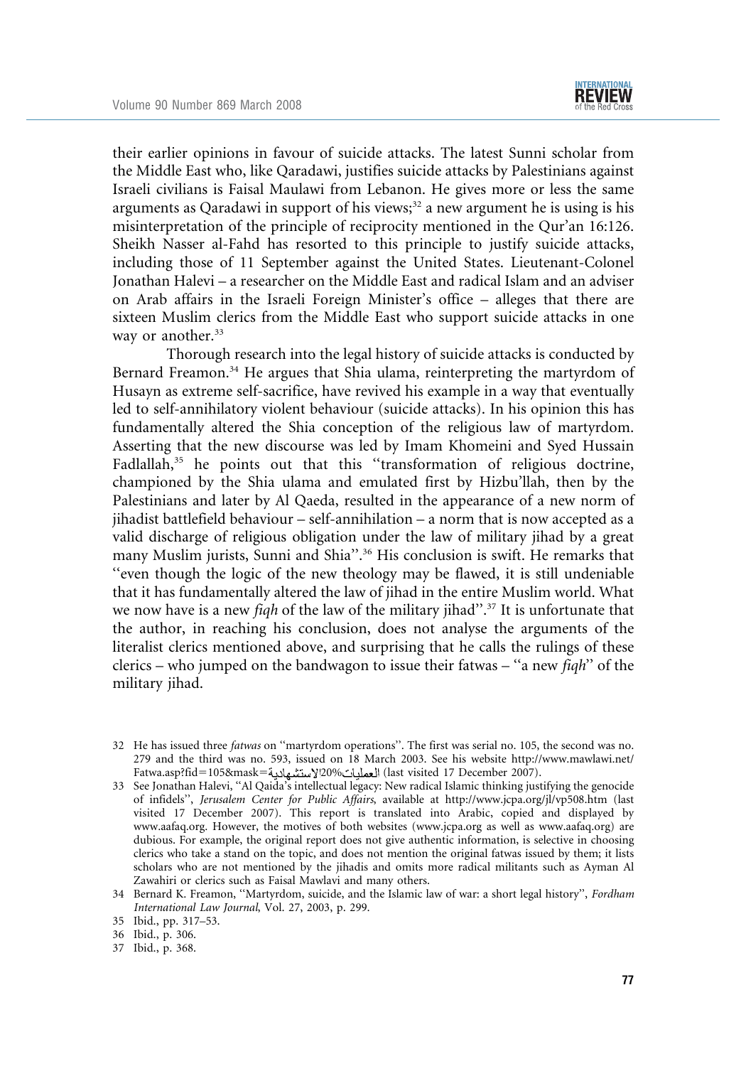their earlier opinions in favour of suicide attacks. The latest Sunni scholar from the Middle East who, like Qaradawi, justifies suicide attacks by Palestinians against Israeli civilians is Faisal Maulawi from Lebanon. He gives more or less the same arguments as Qaradawi in support of his views;[32] a new argument he is using is his misinterpretation of the principle of reciprocity mentioned in the Qur'an 16:126. Sheikh Nasser al-Fahd has resorted to this principle to justify suicide attacks, including those of 11 September against the United States. Lieutenant-Colonel Jonathan Halevi – a researcher on the Middle East and radical Islam and an adviser on Arab affairs in the Israeli Foreign Minister's office – alleges that there are sixteen Muslim clerics from the Middle East who support suicide attacks in one way or another.[33]

Thorough research into the legal history of suicide attacks is conducted by Bernard Freamon.[34] He argues that Shia ulama, reinterpreting the martyrdom of Husayn as extreme self-sacrifice, have revived his example in a way that eventually led to self-annihilatory violent behaviour (suicide attacks). In his opinion this has fundamentally altered the Shia conception of the religious law of martyrdom. Asserting that the new discourse was led by Imam Khomeini and Syed Hussain Fadlallah,[35] he points out that this ''transformation of religious doctrine, championed by the Shia ulama and emulated first by Hizbu'llah, then by the Palestinians and later by Al Qaeda, resulted in the appearance of a new norm of jihadist battlefield behaviour – self-annihilation – a norm that is now accepted as a valid discharge of religious obligation under the law of military jihad by a great many Muslim jurists, Sunni and Shia''.[36] His conclusion is swift. He remarks that ''even though the logic of the new theology may be flawed, it is still undeniable that it has fundamentally altered the law of jihad in the entire Muslim world. What we now have is a new *fiqh* of the law of the military jihad''.[37] It is unfortunate that the author, in reaching his conclusion, does not analyse the arguments of the literalist clerics mentioned above, and surprising that he calls the rulings of these clerics – who jumped on the bandwagon to issue their fatwas – ''a new *fiqh*'' of the military jihad.

32 He has issued three *fatwas* on ''martyrdom operations''. The first was serial no. 105, the second was no. 279 and the third was no. 593, issued on 18 March 2003. See his website http://www.mawlawi.net/Fatwa.asp?fid=105&mask=العمليات%20الاستشهادية (last visited 17 December 2007).

33 See Jonathan Halevi, ''Al Qaida's intellectual legacy: New radical Islamic thinking justifying the genocide of infidels'', *Jerusalem Center for Public Affairs*, available at http://www.jcpa.org/jl/vp508.htm (last visited 17 December 2007). This report is translated into Arabic, copied and displayed by www.aafaq.org. However, the motives of both websites (www.jcpa.org as well as www.aafaq.org) are dubious. For example, the original report does not give authentic information, is selective in choosing clerics who take a stand on the topic, and does not mention the original fatwas issued by them; it lists scholars who are not mentioned by the jihadis and omits more radical militants such as Ayman Al Zawahiri or clerics such as Faisal Mawlavi and many others.

34 Bernard K. Freamon, ''Martyrdom, suicide, and the Islamic law of war: a short legal history'', *Fordham International Law Journal*, Vol. 27, 2003, p. 299.

35 Ibid., pp. 317–53.

36 Ibid., p. 306.

37 Ibid., p. 368.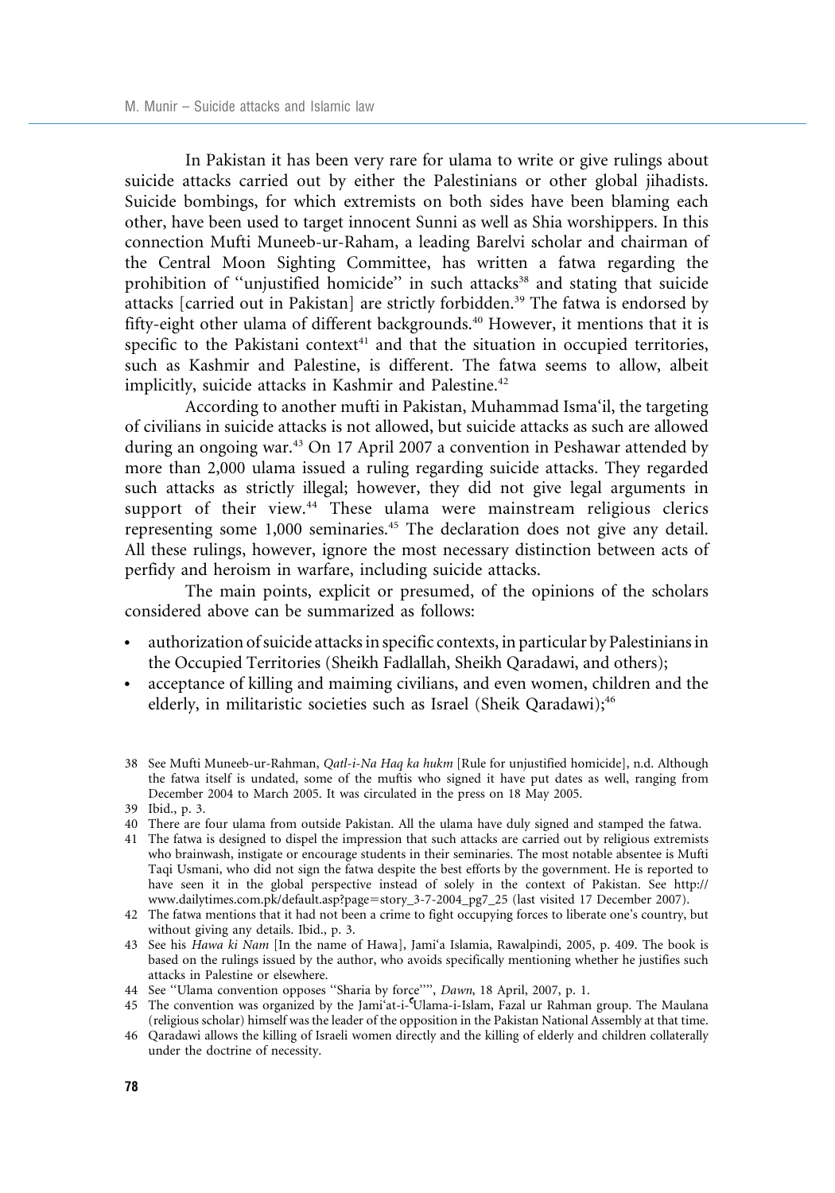In Pakistan it has been very rare for ulama to write or give rulings about suicide attacks carried out by either the Palestinians or other global jihadists. Suicide bombings, for which extremists on both sides have been blaming each other, have been used to target innocent Sunni as well as Shia worshippers. In this connection Mufti Muneeb-ur-Raham, a leading Barelvi scholar and chairman of the Central Moon Sighting Committee, has written a fatwa regarding the prohibition of ''unjustified homicide'' in such attacks[38] and stating that suicide attacks [carried out in Pakistan] are strictly forbidden.[39] The fatwa is endorsed by fifty-eight other ulama of different backgrounds.[40] However, it mentions that it is specific to the Pakistani context[41] and that the situation in occupied territories, such as Kashmir and Palestine, is different. The fatwa seems to allow, albeit implicitly, suicide attacks in Kashmir and Palestine.[42]

According to another mufti in Pakistan, Muhammad Isma'il, the targeting of civilians in suicide attacks is not allowed, but suicide attacks as such are allowed during an ongoing war.[43] On 17 April 2007 a convention in Peshawar attended by more than 2,000 ulama issued a ruling regarding suicide attacks. They regarded such attacks as strictly illegal; however, they did not give legal arguments in support of their view.[44] These ulama were mainstream religious clerics representing some 1,000 seminaries.[45] The declaration does not give any detail. All these rulings, however, ignore the most necessary distinction between acts of perfidy and heroism in warfare, including suicide attacks.

The main points, explicit or presumed, of the opinions of the scholars considered above can be summarized as follows:

- authorization of suicide attacks in specific contexts, in particular by Palestinians in the Occupied Territories (Sheikh Fadlallah, Sheikh Qaradawi, and others);
- acceptance of killing and maiming civilians, and even women, children and the elderly, in militaristic societies such as Israel (Sheik Qaradawi);[46]

---

38 See Mufti Muneeb-ur-Rahman, *Qatl-i-Na Haq ka hukm* [Rule for unjustified homicide], n.d. Although the fatwa itself is undated, some of the muftis who signed it have put dates as well, ranging from December 2004 to March 2005. It was circulated in the press on 18 May 2005.

39 Ibid., p. 3.

40 There are four ulama from outside Pakistan. All the ulama have duly signed and stamped the fatwa.

41 The fatwa is designed to dispel the impression that such attacks are carried out by religious extremists who brainwash, instigate or encourage students in their seminaries. The most notable absentee is Mufti Taqi Usmani, who did not sign the fatwa despite the best efforts by the government. He is reported to have seen it in the global perspective instead of solely in the context of Pakistan. See http://www.dailytimes.com.pk/default.asp?page=story_3-7-2004_pg7_25 (last visited 17 December 2007).

42 The fatwa mentions that it had not been a crime to fight occupying forces to liberate one's country, but without giving any details. Ibid., p. 3.

43 See his *Hawa ki Nam* [In the name of Hawa], Jami'a Islamia, Rawalpindi, 2005, p. 409. The book is based on the rulings issued by the author, who avoids specifically mentioning whether he justifies such attacks in Palestine or elsewhere.

44 See ''Ulama convention opposes ''Sharia by force'''', *Dawn*, 18 April, 2007, p. 1.

45 The convention was organized by the Jami'at-i-ʿUlama-i-Islam, Fazal ur Rahman group. The Maulana (religious scholar) himself was the leader of the opposition in the Pakistan National Assembly at that time.

46 Qaradawi allows the killing of Israeli women directly and the killing of elderly and children collaterally under the doctrine of necessity.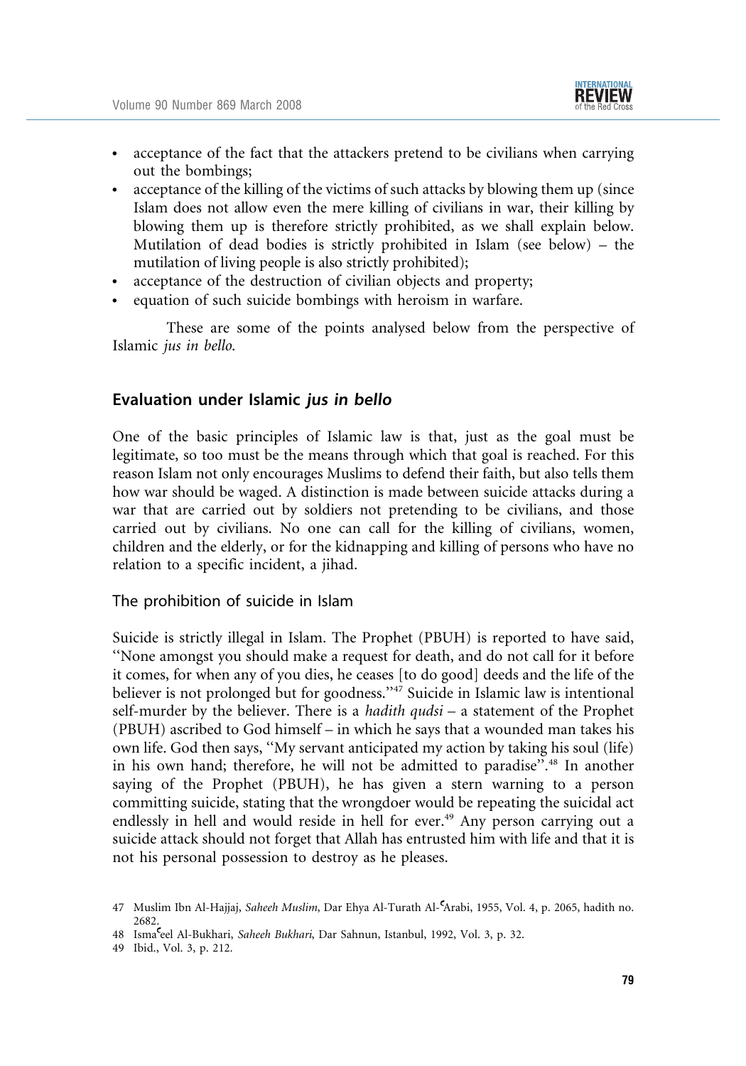- acceptance of the fact that the attackers pretend to be civilians when carrying out the bombings;
- acceptance of the killing of the victims of such attacks by blowing them up (since Islam does not allow even the mere killing of civilians in war, their killing by blowing them up is therefore strictly prohibited, as we shall explain below. Mutilation of dead bodies is strictly prohibited in Islam (see below) – the mutilation of living people is also strictly prohibited);
- acceptance of the destruction of civilian objects and property;
- equation of such suicide bombings with heroism in warfare.

These are some of the points analysed below from the perspective of Islamic *jus in bello*.

## Evaluation under Islamic *jus in bello*

One of the basic principles of Islamic law is that, just as the goal must be legitimate, so too must be the means through which that goal is reached. For this reason Islam not only encourages Muslims to defend their faith, but also tells them how war should be waged. A distinction is made between suicide attacks during a war that are carried out by soldiers not pretending to be civilians, and those carried out by civilians. No one can call for the killing of civilians, women, children and the elderly, or for the kidnapping and killing of persons who have no relation to a specific incident, a jihad.

### The prohibition of suicide in Islam

Suicide is strictly illegal in Islam. The Prophet (PBUH) is reported to have said, ''None amongst you should make a request for death, and do not call for it before it comes, for when any of you dies, he ceases [to do good] deeds and the life of the believer is not prolonged but for goodness.''[47] Suicide in Islamic law is intentional self-murder by the believer. There is a *hadith qudsi* – a statement of the Prophet (PBUH) ascribed to God himself – in which he says that a wounded man takes his own life. God then says, ''My servant anticipated my action by taking his soul (life) in his own hand; therefore, he will not be admitted to paradise''.[48] In another saying of the Prophet (PBUH), he has given a stern warning to a person committing suicide, stating that the wrongdoer would be repeating the suicidal act endlessly in hell and would reside in hell for ever.[49] Any person carrying out a suicide attack should not forget that Allah has entrusted him with life and that it is not his personal possession to destroy as he pleases.

47 Muslim Ibn Al-Hajjaj, *Saheeh Muslim*, Dar Ehya Al-Turath Al-ʿArabi, 1955, Vol. 4, p. 2065, hadith no. 2682.

48 Ismaʿeel Al-Bukhari, *Saheeh Bukhari*, Dar Sahnun, Istanbul, 1992, Vol. 3, p. 32.

49 Ibid., Vol. 3, p. 212.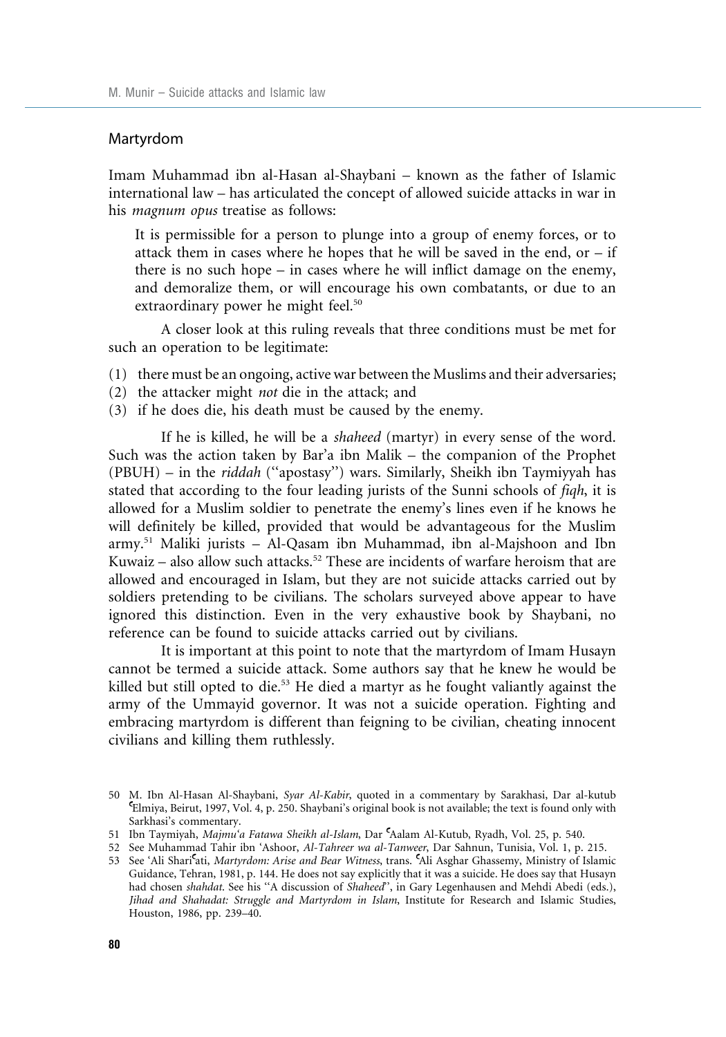## Martyrdom

Imam Muhammad ibn al-Hasan al-Shaybani – known as the father of Islamic international law – has articulated the concept of allowed suicide attacks in war in his *magnum opus* treatise as follows:

> It is permissible for a person to plunge into a group of enemy forces, or to attack them in cases where he hopes that he will be saved in the end, or – if there is no such hope – in cases where he will inflict damage on the enemy, and demoralize them, or will encourage his own combatants, or due to an extraordinary power he might feel.[50]

A closer look at this ruling reveals that three conditions must be met for such an operation to be legitimate:

(1) there must be an ongoing, active war between the Muslims and their adversaries;
(2) the attacker might *not* die in the attack; and
(3) if he does die, his death must be caused by the enemy.

If he is killed, he will be a *shaheed* (martyr) in every sense of the word. Such was the action taken by Bar'a ibn Malik – the companion of the Prophet (PBUH) – in the *riddah* (''apostasy'') wars. Similarly, Sheikh ibn Taymiyyah has stated that according to the four leading jurists of the Sunni schools of *fiqh*, it is allowed for a Muslim soldier to penetrate the enemy's lines even if he knows he will definitely be killed, provided that would be advantageous for the Muslim army.[51] Maliki jurists – Al-Qasam ibn Muhammad, ibn al-Majshoon and Ibn Kuwaiz – also allow such attacks.[52] These are incidents of warfare heroism that are allowed and encouraged in Islam, but they are not suicide attacks carried out by soldiers pretending to be civilians. The scholars surveyed above appear to have ignored this distinction. Even in the very exhaustive book by Shaybani, no reference can be found to suicide attacks carried out by civilians.

It is important at this point to note that the martyrdom of Imam Husayn cannot be termed a suicide attack. Some authors say that he knew he would be killed but still opted to die.[53] He died a martyr as he fought valiantly against the army of the Ummayid governor. It was not a suicide operation. Fighting and embracing martyrdom is different than feigning to be civilian, cheating innocent civilians and killing them ruthlessly.

---

50 M. Ibn Al-Hasan Al-Shaybani, *Syar Al-Kabir*, quoted in a commentary by Sarakhasi, Dar al-kutub ʿElmiya, Beirut, 1997, Vol. 4, p. 250. Shaybani's original book is not available; the text is found only with Sarkhasi's commentary.

51 Ibn Taymiyah, *Majmu'a Fatawa Sheikh al-Islam*, Dar ʿAalam Al-Kutub, Ryadh, Vol. 25, p. 540.

52 See Muhammad Tahir ibn 'Ashoor, *Al-Tahreer wa al-Tanweer*, Dar Sahnun, Tunisia, Vol. 1, p. 215.

53 See 'Ali Shariʿati, *Martyrdom: Arise and Bear Witness*, trans. ʿAli Asghar Ghassemy, Ministry of Islamic Guidance, Tehran, 1981, p. 144. He does not say explicitly that it was a suicide. He does say that Husayn had chosen *shahdat*. See his ''A discussion of *Shaheed*'', in Gary Legenhausen and Mehdi Abedi (eds.), *Jihad and Shahadat: Struggle and Martyrdom in Islam*, Institute for Research and Islamic Studies, Houston, 1986, pp. 239–40.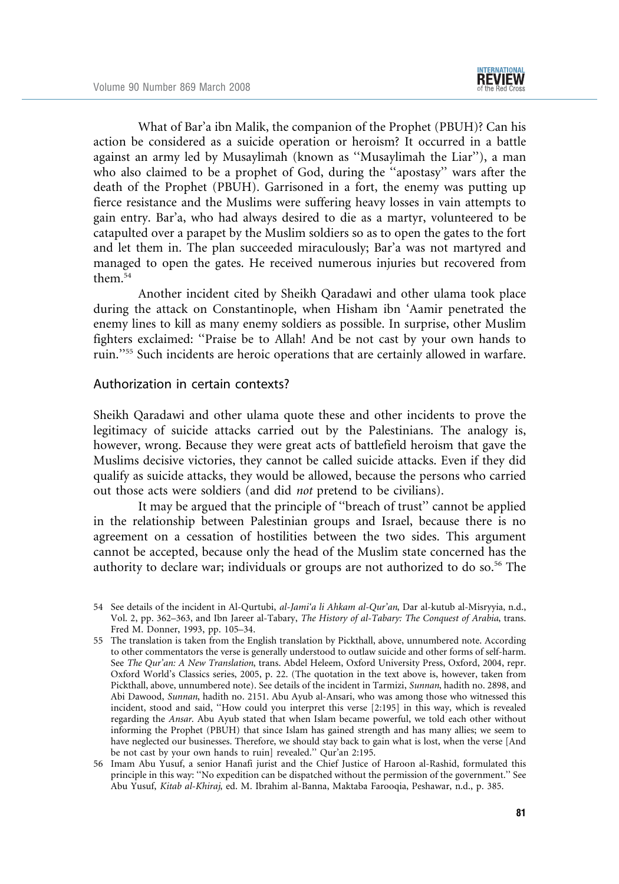What of Bar'a ibn Malik, the companion of the Prophet (PBUH)? Can his action be considered as a suicide operation or heroism? It occurred in a battle against an army led by Musaylimah (known as ''Musaylimah the Liar''), a man who also claimed to be a prophet of God, during the ''apostasy'' wars after the death of the Prophet (PBUH). Garrisoned in a fort, the enemy was putting up fierce resistance and the Muslims were suffering heavy losses in vain attempts to gain entry. Bar'a, who had always desired to die as a martyr, volunteered to be catapulted over a parapet by the Muslim soldiers so as to open the gates to the fort and let them in. The plan succeeded miraculously; Bar'a was not martyred and managed to open the gates. He received numerous injuries but recovered from them.[54]

Another incident cited by Sheikh Qaradawi and other ulama took place during the attack on Constantinople, when Hisham ibn 'Aamir penetrated the enemy lines to kill as many enemy soldiers as possible. In surprise, other Muslim fighters exclaimed: ''Praise be to Allah! And be not cast by your own hands to ruin.''[55] Such incidents are heroic operations that are certainly allowed in warfare.

## Authorization in certain contexts?

Sheikh Qaradawi and other ulama quote these and other incidents to prove the legitimacy of suicide attacks carried out by the Palestinians. The analogy is, however, wrong. Because they were great acts of battlefield heroism that gave the Muslims decisive victories, they cannot be called suicide attacks. Even if they did qualify as suicide attacks, they would be allowed, because the persons who carried out those acts were soldiers (and did *not* pretend to be civilians).

It may be argued that the principle of ''breach of trust'' cannot be applied in the relationship between Palestinian groups and Israel, because there is no agreement on a cessation of hostilities between the two sides. This argument cannot be accepted, because only the head of the Muslim state concerned has the authority to declare war; individuals or groups are not authorized to do so.[56] The

---

54 See details of the incident in Al-Qurtubi, *al-Jami'a li Ahkam al-Qur'an*, Dar al-kutub al-Misryyia, n.d., Vol. 2, pp. 362–363, and Ibn Jareer al-Tabary, *The History of al-Tabary: The Conquest of Arabia*, trans. Fred M. Donner, 1993, pp. 105–34.

55 The translation is taken from the English translation by Pickthall, above, unnumbered note. According to other commentators the verse is generally understood to outlaw suicide and other forms of self-harm. See *The Qur'an: A New Translation*, trans. Abdel Heleem, Oxford University Press, Oxford, 2004, repr. Oxford World's Classics series, 2005, p. 22. (The quotation in the text above is, however, taken from Pickthall, above, unnumbered note). See details of the incident in Tarmizi, *Sunnan*, hadith no. 2898, and Abi Dawood, *Sunnan*, hadith no. 2151. Abu Ayub al-Ansari, who was among those who witnessed this incident, stood and said, ''How could you interpret this verse [2:195] in this way, which is revealed regarding the *Ansar*. Abu Ayub stated that when Islam became powerful, we told each other without informing the Prophet (PBUH) that since Islam has gained strength and has many allies; we seem to have neglected our businesses. Therefore, we should stay back to gain what is lost, when the verse [And be not cast by your own hands to ruin] revealed.'' Qur'an 2:195.

56 Imam Abu Yusuf, a senior Hanafi jurist and the Chief Justice of Haroon al-Rashid, formulated this principle in this way: ''No expedition can be dispatched without the permission of the government.'' See Abu Yusuf, *Kitab al-Khiraj*, ed. M. Ibrahim al-Banna, Maktaba Farooqia, Peshawar, n.d., p. 385.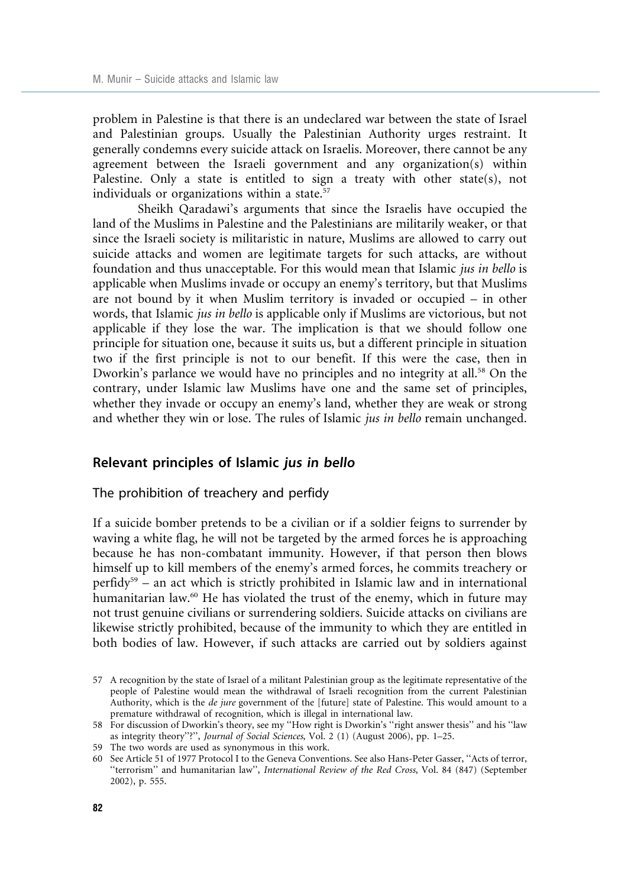problem in Palestine is that there is an undeclared war between the state of Israel and Palestinian groups. Usually the Palestinian Authority urges restraint. It generally condemns every suicide attack on Israelis. Moreover, there cannot be any agreement between the Israeli government and any organization(s) within Palestine. Only a state is entitled to sign a treaty with other state(s), not individuals or organizations within a state.[57]

Sheikh Qaradawi's arguments that since the Israelis have occupied the land of the Muslims in Palestine and the Palestinians are militarily weaker, or that since the Israeli society is militaristic in nature, Muslims are allowed to carry out suicide attacks and women are legitimate targets for such attacks, are without foundation and thus unacceptable. For this would mean that Islamic *jus in bello* is applicable when Muslims invade or occupy an enemy's territory, but that Muslims are not bound by it when Muslim territory is invaded or occupied – in other words, that Islamic *jus in bello* is applicable only if Muslims are victorious, but not applicable if they lose the war. The implication is that we should follow one principle for situation one, because it suits us, but a different principle in situation two if the first principle is not to our benefit. If this were the case, then in Dworkin's parlance we would have no principles and no integrity at all.[58] On the contrary, under Islamic law Muslims have one and the same set of principles, whether they invade or occupy an enemy's land, whether they are weak or strong and whether they win or lose. The rules of Islamic *jus in bello* remain unchanged.

## Relevant principles of Islamic *jus in bello*

### The prohibition of treachery and perfidy

If a suicide bomber pretends to be a civilian or if a soldier feigns to surrender by waving a white flag, he will not be targeted by the armed forces he is approaching because he has non-combatant immunity. However, if that person then blows himself up to kill members of the enemy's armed forces, he commits treachery or perfidy[59] – an act which is strictly prohibited in Islamic law and in international humanitarian law.[60] He has violated the trust of the enemy, which in future may not trust genuine civilians or surrendering soldiers. Suicide attacks on civilians are likewise strictly prohibited, because of the immunity to which they are entitled in both bodies of law. However, if such attacks are carried out by soldiers against

57 A recognition by the state of Israel of a militant Palestinian group as the legitimate representative of the people of Palestine would mean the withdrawal of Israeli recognition from the current Palestinian Authority, which is the *de jure* government of the [future] state of Palestine. This would amount to a premature withdrawal of recognition, which is illegal in international law.

58 For discussion of Dworkin's theory, see my "How right is Dworkin's "right answer thesis" and his "law as integrity theory"?", *Journal of Social Sciences*, Vol. 2 (1) (August 2006), pp. 1–25.

59 The two words are used as synonymous in this work.

60 See Article 51 of 1977 Protocol I to the Geneva Conventions. See also Hans-Peter Gasser, "Acts of terror, "terrorism" and humanitarian law", *International Review of the Red Cross*, Vol. 84 (847) (September 2002), p. 555.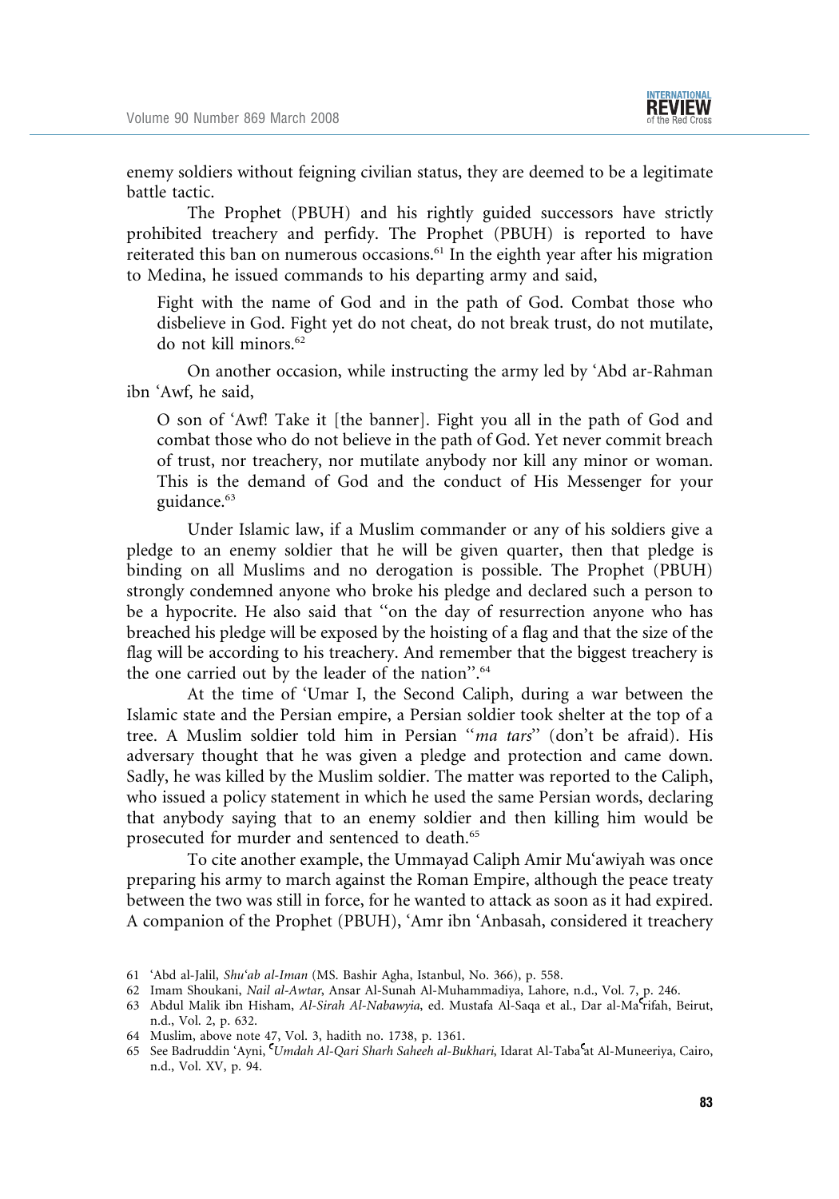enemy soldiers without feigning civilian status, they are deemed to be a legitimate battle tactic.

The Prophet (PBUH) and his rightly guided successors have strictly prohibited treachery and perfidy. The Prophet (PBUH) is reported to have reiterated this ban on numerous occasions.[61] In the eighth year after his migration to Medina, he issued commands to his departing army and said,

> Fight with the name of God and in the path of God. Combat those who disbelieve in God. Fight yet do not cheat, do not break trust, do not mutilate, do not kill minors.[62]

On another occasion, while instructing the army led by ʻAbd ar-Rahman ibn ʻAwf, he said,

> O son of ʻAwf! Take it [the banner]. Fight you all in the path of God and combat those who do not believe in the path of God. Yet never commit breach of trust, nor treachery, nor mutilate anybody nor kill any minor or woman. This is the demand of God and the conduct of His Messenger for your guidance.[63]

Under Islamic law, if a Muslim commander or any of his soldiers give a pledge to an enemy soldier that he will be given quarter, then that pledge is binding on all Muslims and no derogation is possible. The Prophet (PBUH) strongly condemned anyone who broke his pledge and declared such a person to be a hypocrite. He also said that "on the day of resurrection anyone who has breached his pledge will be exposed by the hoisting of a flag and that the size of the flag will be according to his treachery. And remember that the biggest treachery is the one carried out by the leader of the nation".[64]

At the time of ʻUmar I, the Second Caliph, during a war between the Islamic state and the Persian empire, a Persian soldier took shelter at the top of a tree. A Muslim soldier told him in Persian "*ma tars*" (don't be afraid). His adversary thought that he was given a pledge and protection and came down. Sadly, he was killed by the Muslim soldier. The matter was reported to the Caliph, who issued a policy statement in which he used the same Persian words, declaring that anybody saying that to an enemy soldier and then killing him would be prosecuted for murder and sentenced to death.[65]

To cite another example, the Ummayad Caliph Amir Muʻawiyah was once preparing his army to march against the Roman Empire, although the peace treaty between the two was still in force, for he wanted to attack as soon as it had expired. A companion of the Prophet (PBUH), ʻAmr ibn ʻAnbasah, considered it treachery

---

61 ʻAbd al-Jalil, *Shuʻab al-Iman* (MS. Bashir Agha, Istanbul, No. 366), p. 558.

62 Imam Shoukani, *Nail al-Awtar*, Ansar Al-Sunah Al-Muhammadiya, Lahore, n.d., Vol. 7, p. 246.

63 Abdul Malik ibn Hisham, *Al-Sirah Al-Nabawyia*, ed. Mustafa Al-Saqa et al., Dar al-Maʿrifah, Beirut, n.d., Vol. 2, p. 632.

64 Muslim, above note 47, Vol. 3, hadith no. 1738, p. 1361.

65 See Badruddin ʻAyni, *ʿUmdah Al-Qari Sharh Saheeh al-Bukhari*, Idarat Al-Tabaʿat Al-Muneeriya, Cairo, n.d., Vol. XV, p. 94.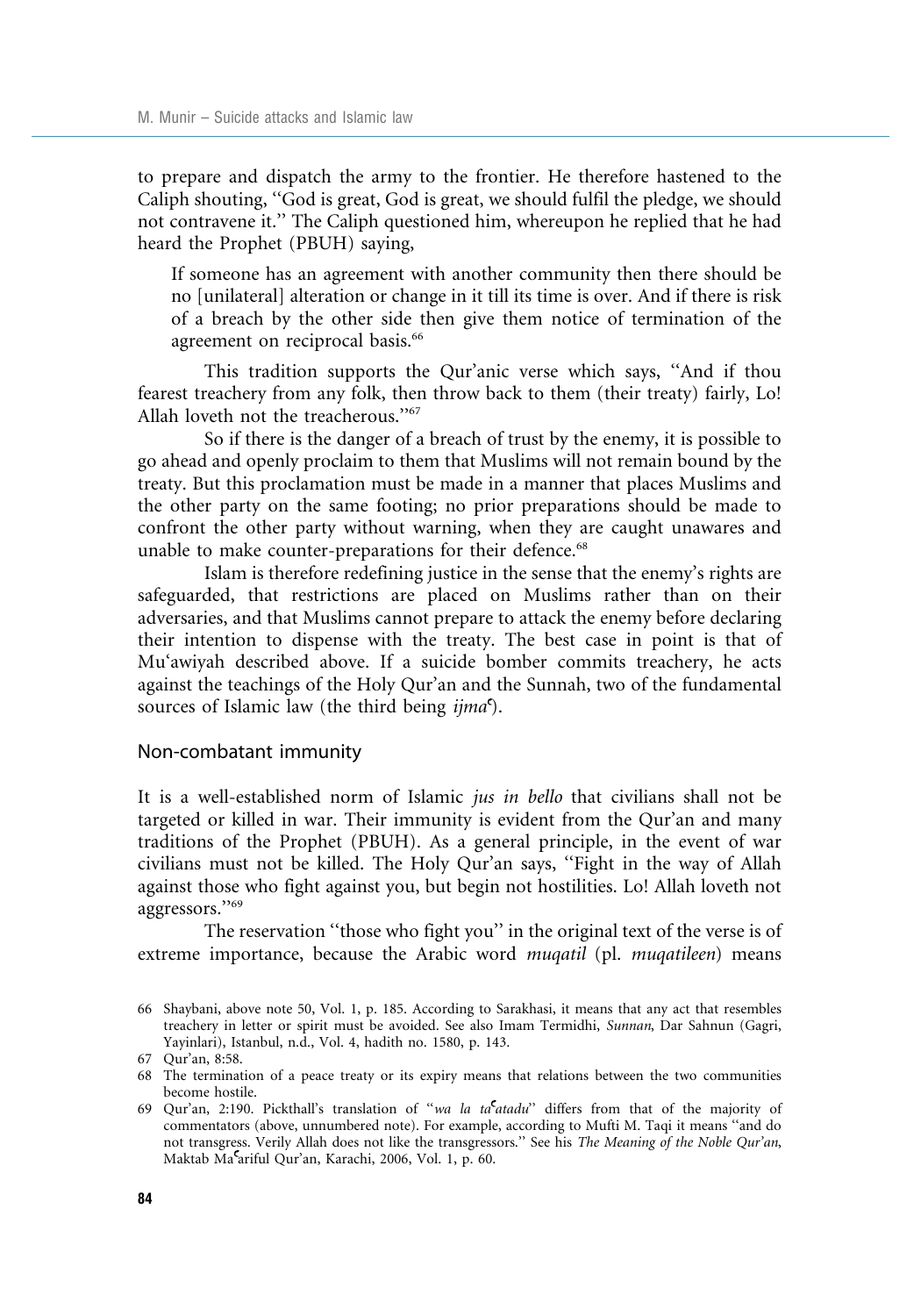to prepare and dispatch the army to the frontier. He therefore hastened to the Caliph shouting, ''God is great, God is great, we should fulfil the pledge, we should not contravene it.'' The Caliph questioned him, whereupon he replied that he had heard the Prophet (PBUH) saying,

> If someone has an agreement with another community then there should be no [unilateral] alteration or change in it till its time is over. And if there is risk of a breach by the other side then give them notice of termination of the agreement on reciprocal basis.[66]

This tradition supports the Qur'anic verse which says, ''And if thou fearest treachery from any folk, then throw back to them (their treaty) fairly, Lo! Allah loveth not the treacherous.''[67]

So if there is the danger of a breach of trust by the enemy, it is possible to go ahead and openly proclaim to them that Muslims will not remain bound by the treaty. But this proclamation must be made in a manner that places Muslims and the other party on the same footing; no prior preparations should be made to confront the other party without warning, when they are caught unawares and unable to make counter-preparations for their defence.[68]

Islam is therefore redefining justice in the sense that the enemy's rights are safeguarded, that restrictions are placed on Muslims rather than on their adversaries, and that Muslims cannot prepare to attack the enemy before declaring their intention to dispense with the treaty. The best case in point is that of Mu'awiyah described above. If a suicide bomber commits treachery, he acts against the teachings of the Holy Qur'an and the Sunnah, two of the fundamental sources of Islamic law (the third being *ijma*ʿ).

## Non-combatant immunity

It is a well-established norm of Islamic *jus in bello* that civilians shall not be targeted or killed in war. Their immunity is evident from the Qur'an and many traditions of the Prophet (PBUH). As a general principle, in the event of war civilians must not be killed. The Holy Qur'an says, ''Fight in the way of Allah against those who fight against you, but begin not hostilities. Lo! Allah loveth not aggressors.''[69]

The reservation ''those who fight you'' in the original text of the verse is of extreme importance, because the Arabic word *muqatil* (pl. *muqatileen*) means

66 Shaybani, above note 50, Vol. 1, p. 185. According to Sarakhasi, it means that any act that resembles treachery in letter or spirit must be avoided. See also Imam Termidhi, *Sunnan*, Dar Sahnun (Gagri, Yayinlari), Istanbul, n.d., Vol. 4, hadith no. 1580, p. 143.

67 Qur'an, 8:58.

68 The termination of a peace treaty or its expiry means that relations between the two communities become hostile.

69 Qur'an, 2:190. Pickthall's translation of ''*wa la ta*ʿ*atadu*'' differs from that of the majority of commentators (above, unnumbered note). For example, according to Mufti M. Taqi it means ''and do not transgress. Verily Allah does not like the transgressors.'' See his *The Meaning of the Noble Qur'an*, Maktab Maʿariful Qur'an, Karachi, 2006, Vol. 1, p. 60.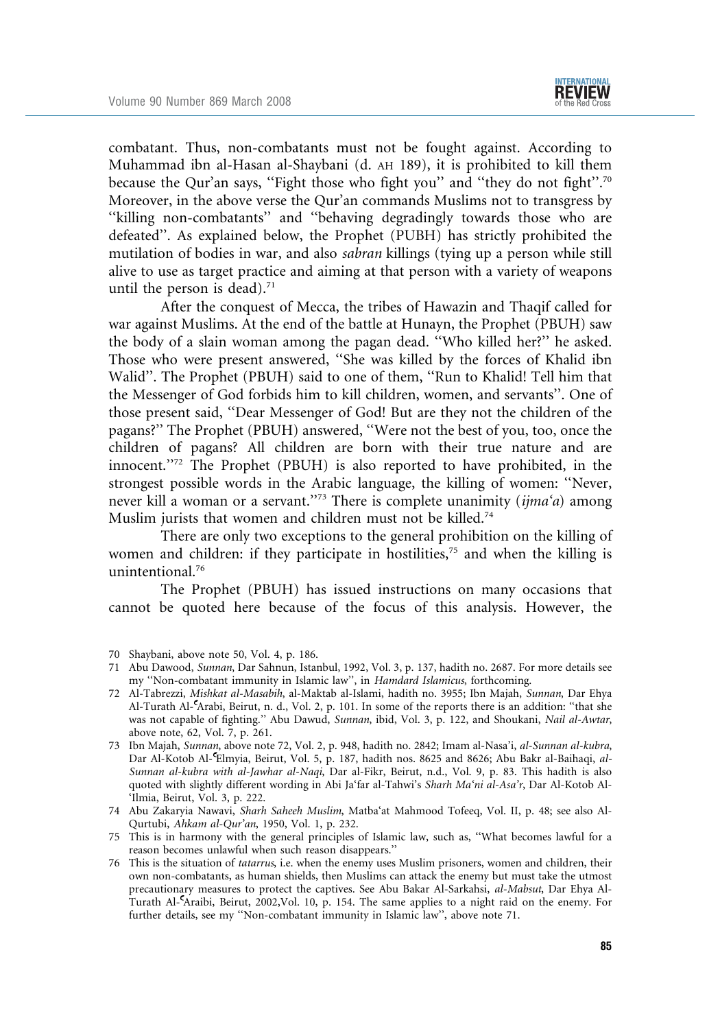combatant. Thus, non-combatants must not be fought against. According to Muhammad ibn al-Hasan al-Shaybani (d. AH 189), it is prohibited to kill them because the Qur'an says, ''Fight those who fight you'' and ''they do not fight''.[70] Moreover, in the above verse the Qur'an commands Muslims not to transgress by ''killing non-combatants'' and ''behaving degradingly towards those who are defeated''. As explained below, the Prophet (PUBH) has strictly prohibited the mutilation of bodies in war, and also *sabran* killings (tying up a person while still alive to use as target practice and aiming at that person with a variety of weapons until the person is dead).[71]

After the conquest of Mecca, the tribes of Hawazin and Thaqif called for war against Muslims. At the end of the battle at Hunayn, the Prophet (PBUH) saw the body of a slain woman among the pagan dead. ''Who killed her?'' he asked. Those who were present answered, ''She was killed by the forces of Khalid ibn Walid''. The Prophet (PBUH) said to one of them, ''Run to Khalid! Tell him that the Messenger of God forbids him to kill children, women, and servants''. One of those present said, ''Dear Messenger of God! But are they not the children of the pagans?'' The Prophet (PBUH) answered, ''Were not the best of you, too, once the children of pagans? All children are born with their true nature and are innocent.''[72] The Prophet (PBUH) is also reported to have prohibited, in the strongest possible words in the Arabic language, the killing of women: ''Never, never kill a woman or a servant.''[73] There is complete unanimity (*ijma'a*) among Muslim jurists that women and children must not be killed.[74]

There are only two exceptions to the general prohibition on the killing of women and children: if they participate in hostilities,[75] and when the killing is unintentional.[76]

The Prophet (PBUH) has issued instructions on many occasions that cannot be quoted here because of the focus of this analysis. However, the

---

70 Shaybani, above note 50, Vol. 4, p. 186.

71 Abu Dawood, *Sunnan*, Dar Sahnun, Istanbul, 1992, Vol. 3, p. 137, hadith no. 2687. For more details see my ''Non-combatant immunity in Islamic law'', in *Hamdard Islamicus*, forthcoming.

72 Al-Tabrezzi, *Mishkat al-Masabih*, al-Maktab al-Islami, hadith no. 3955; Ibn Majah, *Sunnan*, Dar Ehya Al-Turath Al-ʿArabi, Beirut, n. d., Vol. 2, p. 101. In some of the reports there is an addition: ''that she was not capable of fighting.'' Abu Dawud, *Sunnan*, ibid, Vol. 3, p. 122, and Shoukani, *Nail al-Awtar*, above note, 62, Vol. 7, p. 261.

73 Ibn Majah, *Sunnan*, above note 72, Vol. 2, p. 948, hadith no. 2842; Imam al-Nasa'i, *al-Sunnan al-kubra*, Dar Al-Kotob Al-ʿElmyia, Beirut, Vol. 5, p. 187, hadith nos. 8625 and 8626; Abu Bakr al-Baihaqi, *al-Sunnan al-kubra with al-Jawhar al-Naqi*, Dar al-Fikr, Beirut, n.d., Vol. 9, p. 83. This hadith is also quoted with slightly different wording in Abi Ja'far al-Tahwi's *Sharh Ma'ni al-Asa'r*, Dar Al-Kotob Al-'Ilmia, Beirut, Vol. 3, p. 222.

74 Abu Zakaryia Nawavi, *Sharh Saheeh Muslim*, Matba'at Mahmood Tofeeq, Vol. II, p. 48; see also Al-Qurtubi, *Ahkam al-Qur'an*, 1950, Vol. 1, p. 232.

75 This is in harmony with the general principles of Islamic law, such as, ''What becomes lawful for a reason becomes unlawful when such reason disappears.''

76 This is the situation of *tatarrus*, i.e. when the enemy uses Muslim prisoners, women and children, their own non-combatants, as human shields, then Muslims can attack the enemy but must take the utmost precautionary measures to protect the captives. See Abu Bakar Al-Sarkahsi, *al-Mabsut*, Dar Ehya Al-Turath Al-ʿAraibi, Beirut, 2002,Vol. 10, p. 154. The same applies to a night raid on the enemy. For further details, see my ''Non-combatant immunity in Islamic law'', above note 71.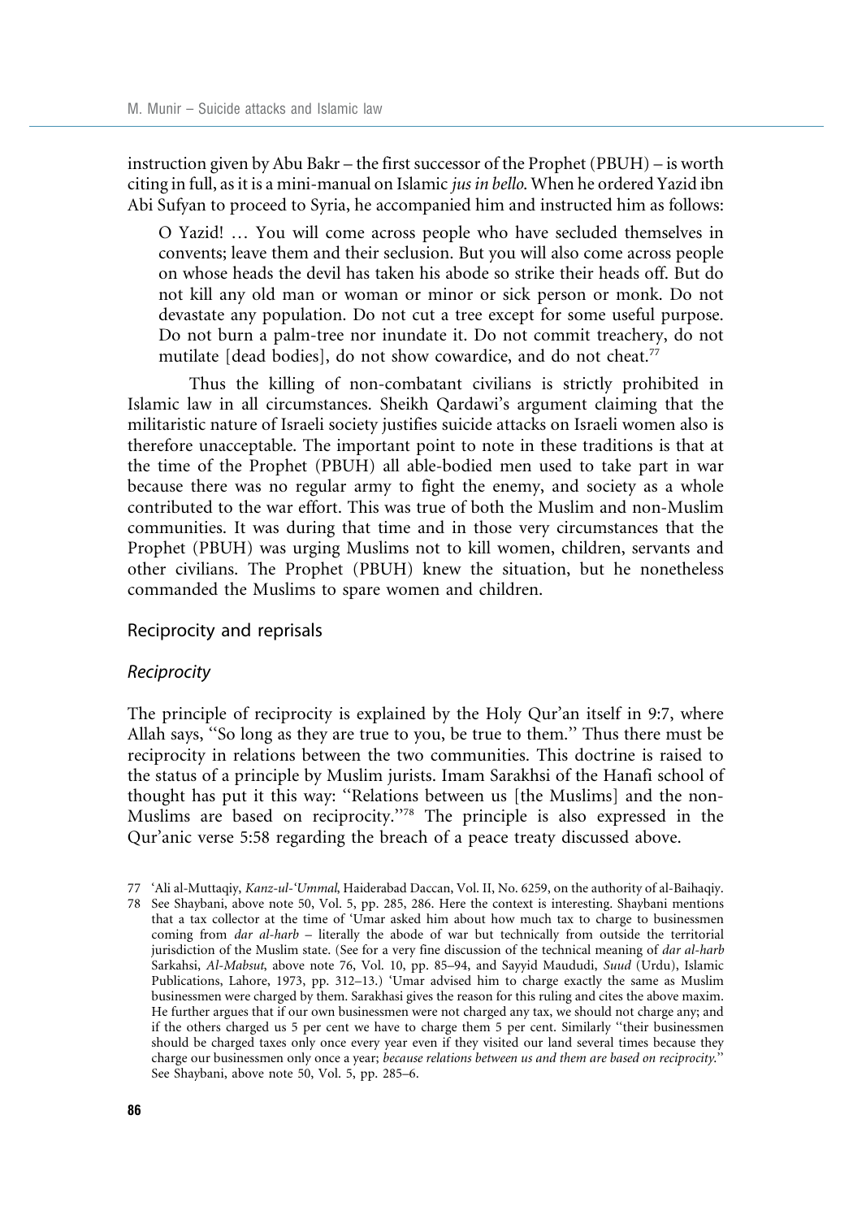instruction given by Abu Bakr – the first successor of the Prophet (PBUH) – is worth citing in full, as it is a mini-manual on Islamic *jus in bello*. When he ordered Yazid ibn Abi Sufyan to proceed to Syria, he accompanied him and instructed him as follows:

> O Yazid! … You will come across people who have secluded themselves in convents; leave them and their seclusion. But you will also come across people on whose heads the devil has taken his abode so strike their heads off. But do not kill any old man or woman or minor or sick person or monk. Do not devastate any population. Do not cut a tree except for some useful purpose. Do not burn a palm-tree nor inundate it. Do not commit treachery, do not mutilate [dead bodies], do not show cowardice, and do not cheat.[77]

Thus the killing of non-combatant civilians is strictly prohibited in Islamic law in all circumstances. Sheikh Qardawi's argument claiming that the militaristic nature of Israeli society justifies suicide attacks on Israeli women also is therefore unacceptable. The important point to note in these traditions is that at the time of the Prophet (PBUH) all able-bodied men used to take part in war because there was no regular army to fight the enemy, and society as a whole contributed to the war effort. This was true of both the Muslim and non-Muslim communities. It was during that time and in those very circumstances that the Prophet (PBUH) was urging Muslims not to kill women, children, servants and other civilians. The Prophet (PBUH) knew the situation, but he nonetheless commanded the Muslims to spare women and children.

## Reciprocity and reprisals

### *Reciprocity*

The principle of reciprocity is explained by the Holy Qur'an itself in 9:7, where Allah says, "So long as they are true to you, be true to them." Thus there must be reciprocity in relations between the two communities. This doctrine is raised to the status of a principle by Muslim jurists. Imam Sarakhsi of the Hanafi school of thought has put it this way: "Relations between us [the Muslims] and the non-Muslims are based on reciprocity."[78] The principle is also expressed in the Qur'anic verse 5:58 regarding the breach of a peace treaty discussed above.

---

77 'Ali al-Muttaqiy, *Kanz-ul-'Ummal*, Haiderabad Daccan, Vol. II, No. 6259, on the authority of al-Baihaqiy.

78 See Shaybani, above note 50, Vol. 5, pp. 285, 286. Here the context is interesting. Shaybani mentions that a tax collector at the time of 'Umar asked him about how much tax to charge to businessmen coming from *dar al-harb* – literally the abode of war but technically from outside the territorial jurisdiction of the Muslim state. (See for a very fine discussion of the technical meaning of *dar al-harb* Sarkahsi, *Al-Mabsut*, above note 76, Vol. 10, pp. 85–94, and Sayyid Maududi, *Suud* (Urdu), Islamic Publications, Lahore, 1973, pp. 312–13.) 'Umar advised him to charge exactly the same as Muslim businessmen were charged by them. Sarakhasi gives the reason for this ruling and cites the above maxim. He further argues that if our own businessmen were not charged any tax, we should not charge any; and if the others charged us 5 per cent we have to charge them 5 per cent. Similarly "their businessmen should be charged taxes only once every year even if they visited our land several times because they charge our businessmen only once a year; *because relations between us and them are based on reciprocity.*" See Shaybani, above note 50, Vol. 5, pp. 285–6.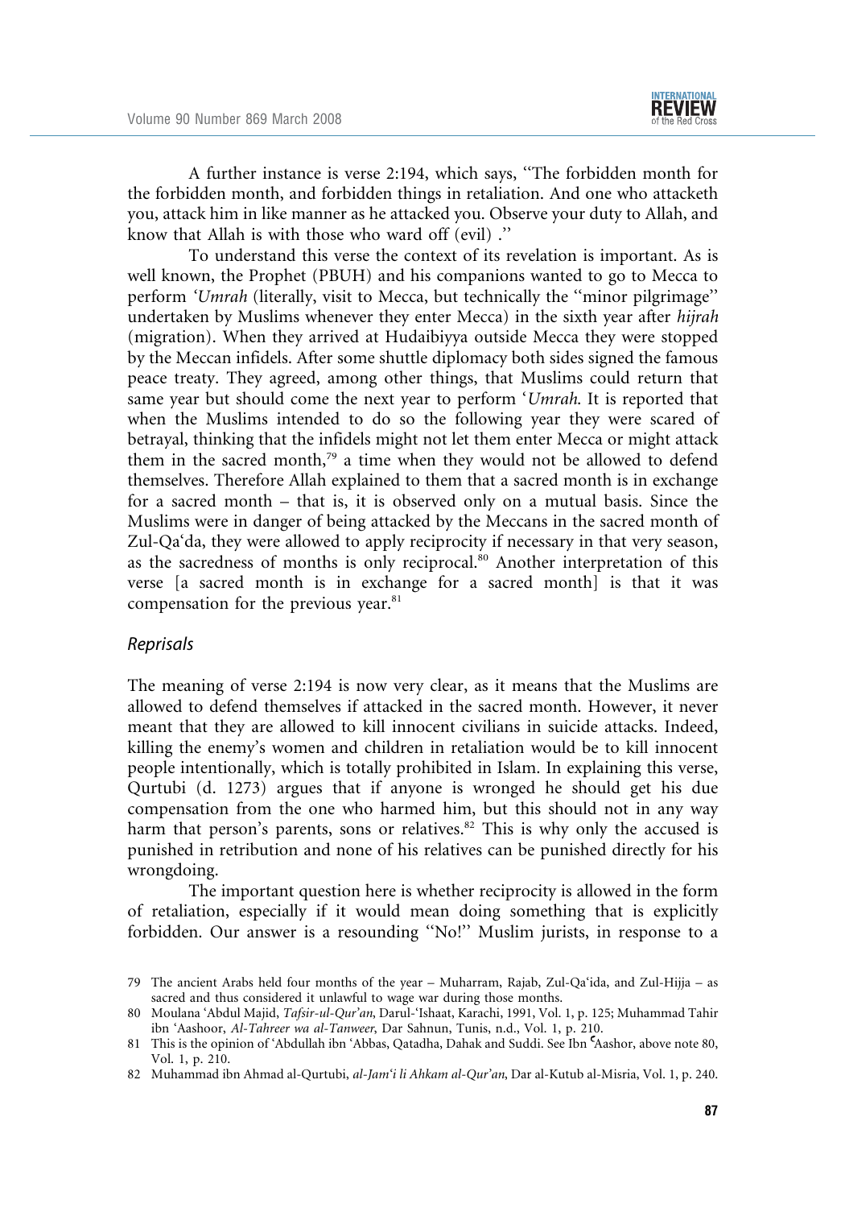A further instance is verse 2:194, which says, ''The forbidden month for the forbidden month, and forbidden things in retaliation. And one who attacketh you, attack him in like manner as he attacked you. Observe your duty to Allah, and know that Allah is with those who ward off (evil) .''

To understand this verse the context of its revelation is important. As is well known, the Prophet (PBUH) and his companions wanted to go to Mecca to perform *'Umrah* (literally, visit to Mecca, but technically the ''minor pilgrimage'' undertaken by Muslims whenever they enter Mecca) in the sixth year after *hijrah* (migration). When they arrived at Hudaibiyya outside Mecca they were stopped by the Meccan infidels. After some shuttle diplomacy both sides signed the famous peace treaty. They agreed, among other things, that Muslims could return that same year but should come the next year to perform '*Umrah*. It is reported that when the Muslims intended to do so the following year they were scared of betrayal, thinking that the infidels might not let them enter Mecca or might attack them in the sacred month,[79] a time when they would not be allowed to defend themselves. Therefore Allah explained to them that a sacred month is in exchange for a sacred month – that is, it is observed only on a mutual basis. Since the Muslims were in danger of being attacked by the Meccans in the sacred month of Zul-Qa'da, they were allowed to apply reciprocity if necessary in that very season, as the sacredness of months is only reciprocal.[80] Another interpretation of this verse [a sacred month is in exchange for a sacred month] is that it was compensation for the previous year.[81]

### *Reprisals*

The meaning of verse 2:194 is now very clear, as it means that the Muslims are allowed to defend themselves if attacked in the sacred month. However, it never meant that they are allowed to kill innocent civilians in suicide attacks. Indeed, killing the enemy's women and children in retaliation would be to kill innocent people intentionally, which is totally prohibited in Islam. In explaining this verse, Qurtubi (d. 1273) argues that if anyone is wronged he should get his due compensation from the one who harmed him, but this should not in any way harm that person's parents, sons or relatives.[82] This is why only the accused is punished in retribution and none of his relatives can be punished directly for his wrongdoing.

The important question here is whether reciprocity is allowed in the form of retaliation, especially if it would mean doing something that is explicitly forbidden. Our answer is a resounding ''No!'' Muslim jurists, in response to a

79 The ancient Arabs held four months of the year – Muharram, Rajab, Zul-Qa'ida, and Zul-Hijja – as sacred and thus considered it unlawful to wage war during those months.

80 Moulana 'Abdul Majid, *Tafsir-ul-Qur'an*, Darul-'Ishaat, Karachi, 1991, Vol. 1, p. 125; Muhammad Tahir ibn 'Aashoor, *Al-Tahreer wa al-Tanweer*, Dar Sahnun, Tunis, n.d., Vol. 1, p. 210.

81 This is the opinion of 'Abdullah ibn 'Abbas, Qatadha, Dahak and Suddi. See Ibn ʿAashor, above note 80, Vol. 1, p. 210.

82 Muhammad ibn Ahmad al-Qurtubi, *al-Jam'i li Ahkam al-Qur'an*, Dar al-Kutub al-Misria, Vol. 1, p. 240.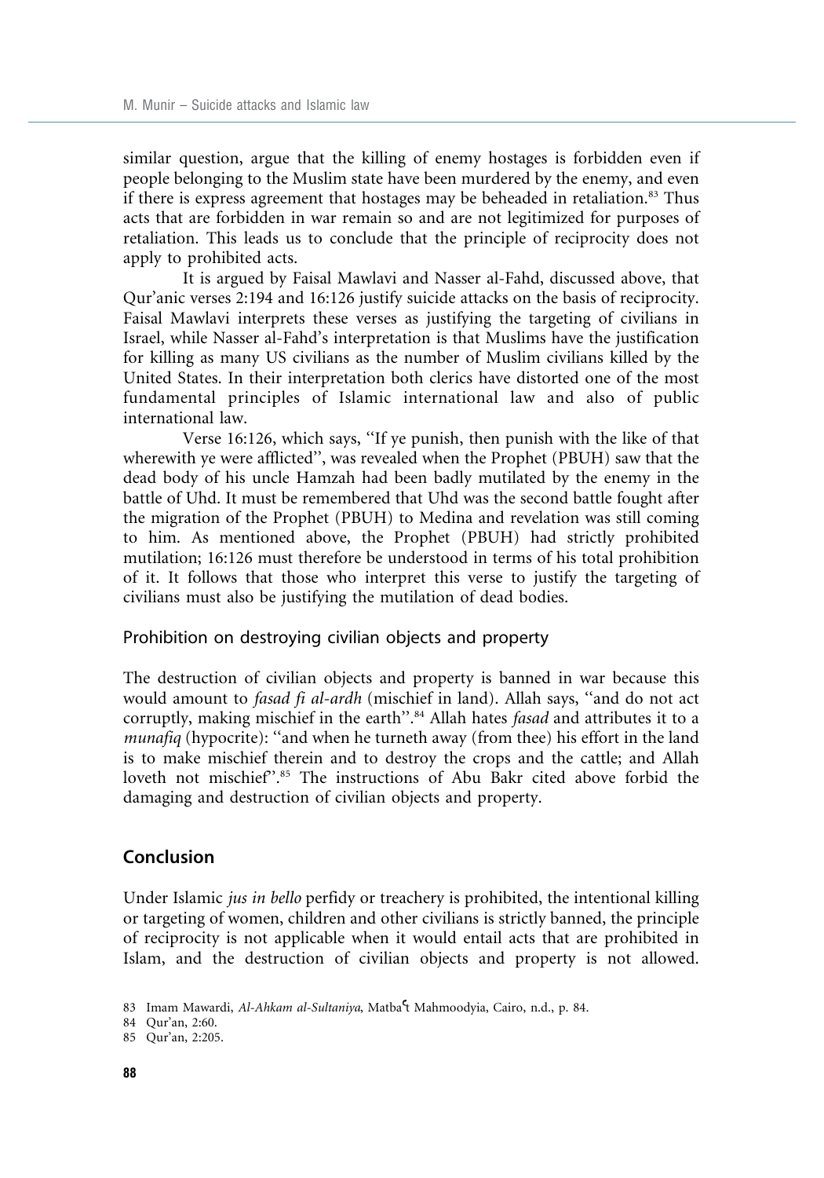similar question, argue that the killing of enemy hostages is forbidden even if people belonging to the Muslim state have been murdered by the enemy, and even if there is express agreement that hostages may be beheaded in retaliation.[83] Thus acts that are forbidden in war remain so and are not legitimized for purposes of retaliation. This leads us to conclude that the principle of reciprocity does not apply to prohibited acts.

It is argued by Faisal Mawlavi and Nasser al-Fahd, discussed above, that Qur'anic verses 2:194 and 16:126 justify suicide attacks on the basis of reciprocity. Faisal Mawlavi interprets these verses as justifying the targeting of civilians in Israel, while Nasser al-Fahd's interpretation is that Muslims have the justification for killing as many US civilians as the number of Muslim civilians killed by the United States. In their interpretation both clerics have distorted one of the most fundamental principles of Islamic international law and also of public international law.

Verse 16:126, which says, ''If ye punish, then punish with the like of that wherewith ye were afflicted'', was revealed when the Prophet (PBUH) saw that the dead body of his uncle Hamzah had been badly mutilated by the enemy in the battle of Uhd. It must be remembered that Uhd was the second battle fought after the migration of the Prophet (PBUH) to Medina and revelation was still coming to him. As mentioned above, the Prophet (PBUH) had strictly prohibited mutilation; 16:126 must therefore be understood in terms of his total prohibition of it. It follows that those who interpret this verse to justify the targeting of civilians must also be justifying the mutilation of dead bodies.

### Prohibition on destroying civilian objects and property

The destruction of civilian objects and property is banned in war because this would amount to *fasad fi al-ardh* (mischief in land). Allah says, ''and do not act corruptly, making mischief in the earth''.[84] Allah hates *fasad* and attributes it to a *munafiq* (hypocrite): ''and when he turneth away (from thee) his effort in the land is to make mischief therein and to destroy the crops and the cattle; and Allah loveth not mischief''.[85] The instructions of Abu Bakr cited above forbid the damaging and destruction of civilian objects and property.

## Conclusion

Under Islamic *jus in bello* perfidy or treachery is prohibited, the intentional killing or targeting of women, children and other civilians is strictly banned, the principle of reciprocity is not applicable when it would entail acts that are prohibited in Islam, and the destruction of civilian objects and property is not allowed.

83 Imam Mawardi, *Al-Ahkam al-Sultaniya*, Matbaʿt Mahmoodyia, Cairo, n.d., p. 84.

84 Qur'an, 2:60.

85 Qur'an, 2:205.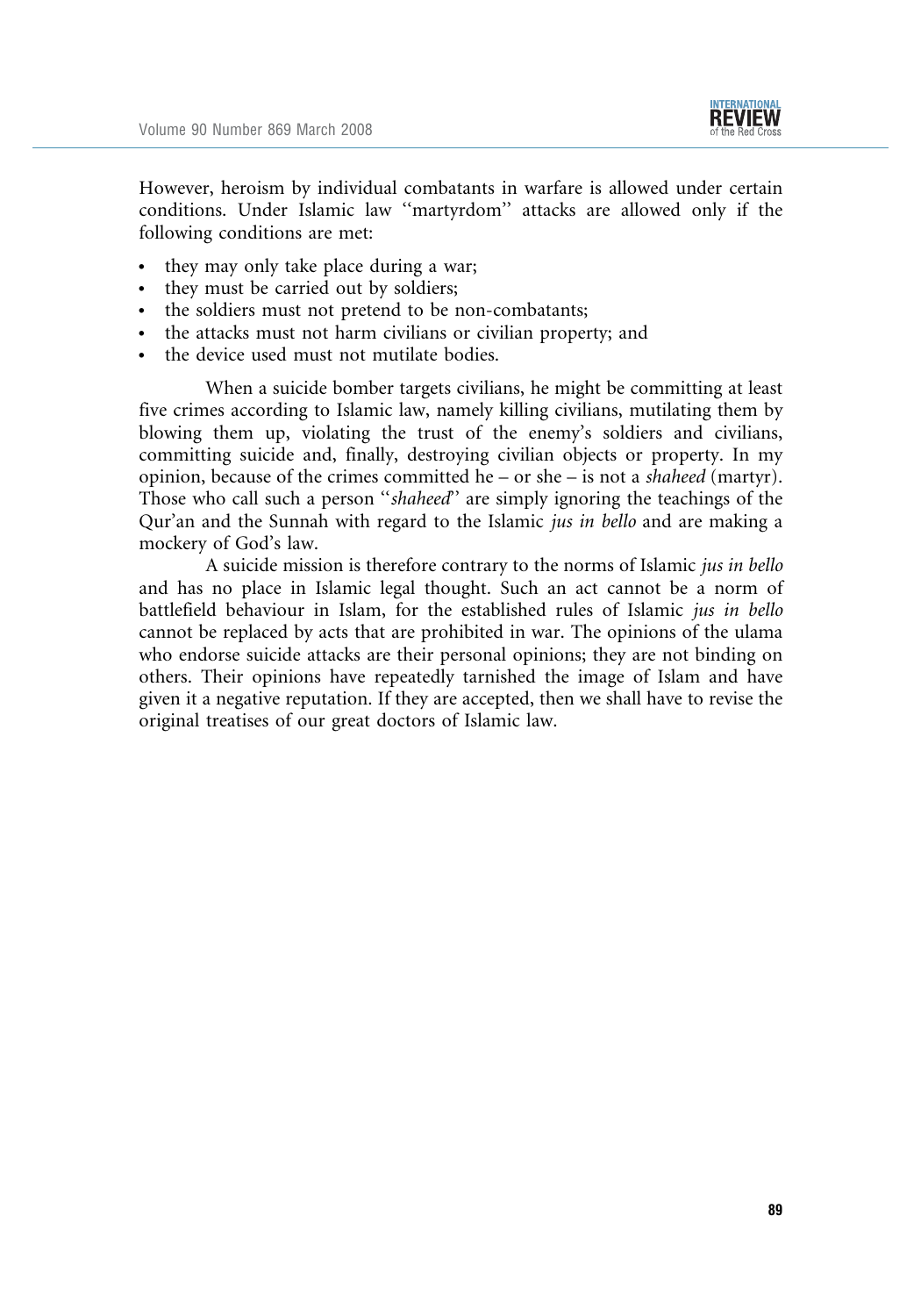However, heroism by individual combatants in warfare is allowed under certain conditions. Under Islamic law "martyrdom" attacks are allowed only if the following conditions are met:

- they may only take place during a war;
- they must be carried out by soldiers;
- the soldiers must not pretend to be non-combatants;
- the attacks must not harm civilians or civilian property; and
- the device used must not mutilate bodies.

When a suicide bomber targets civilians, he might be committing at least five crimes according to Islamic law, namely killing civilians, mutilating them by blowing them up, violating the trust of the enemy's soldiers and civilians, committing suicide and, finally, destroying civilian objects or property. In my opinion, because of the crimes committed he – or she – is not a *shaheed* (martyr). Those who call such a person "*shaheed*" are simply ignoring the teachings of the Qur'an and the Sunnah with regard to the Islamic *jus in bello* and are making a mockery of God's law.

A suicide mission is therefore contrary to the norms of Islamic *jus in bello* and has no place in Islamic legal thought. Such an act cannot be a norm of battlefield behaviour in Islam, for the established rules of Islamic *jus in bello* cannot be replaced by acts that are prohibited in war. The opinions of the ulama who endorse suicide attacks are their personal opinions; they are not binding on others. Their opinions have repeatedly tarnished the image of Islam and have given it a negative reputation. If they are accepted, then we shall have to revise the original treatises of our great doctors of Islamic law.